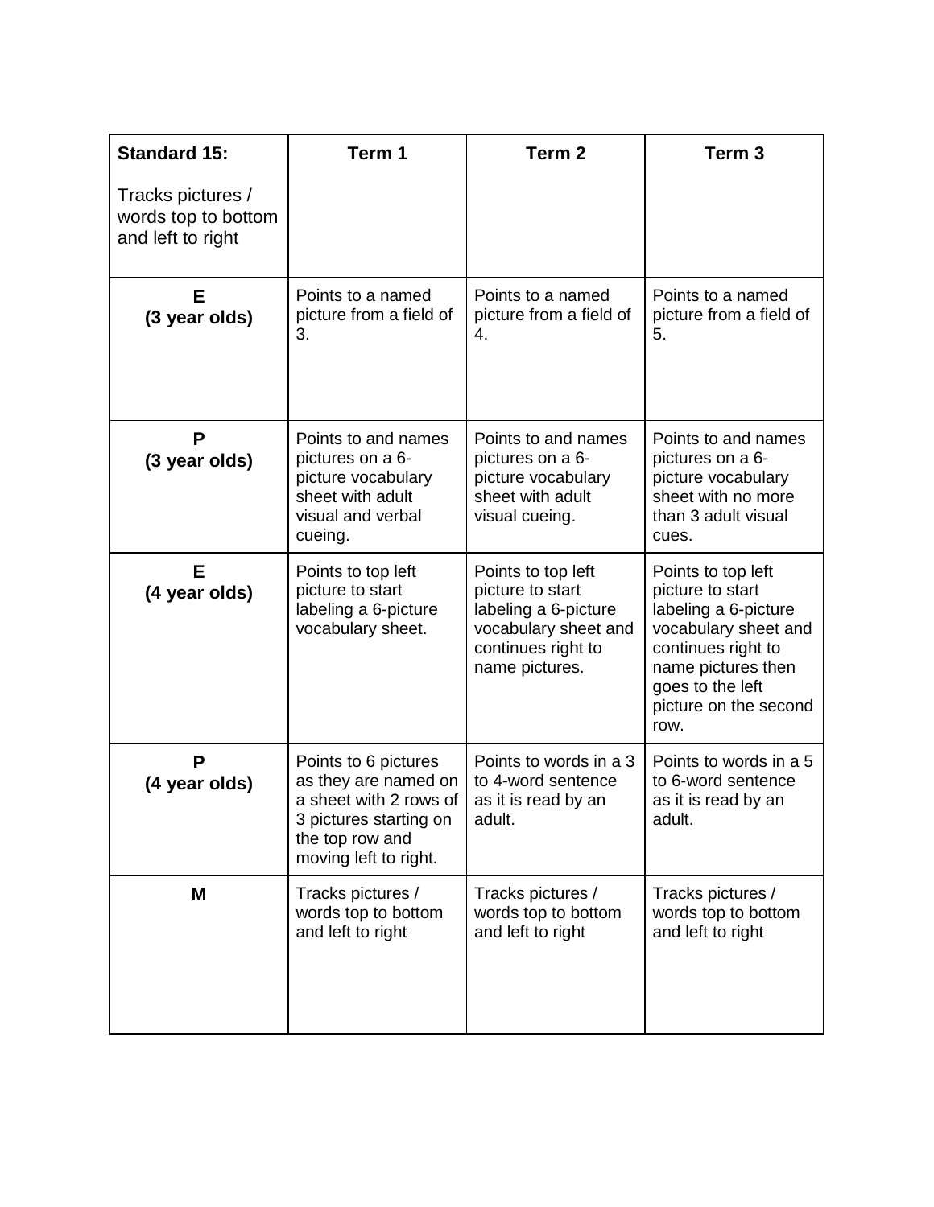| **Standard 15:** Tracks pictures / words top to bottom and left to right | **Term 1** | **Term 2** | **Term 3** |
|---|---|---|---|
| **E (3 year olds)** | Points to a named picture from a field of 3. | Points to a named picture from a field of 4. | Points to a named picture from a field of 5. |
| **P (3 year olds)** | Points to and names pictures on a 6-picture vocabulary sheet with adult visual and verbal cueing. | Points to and names pictures on a 6-picture vocabulary sheet with adult visual cueing. | Points to and names pictures on a 6-picture vocabulary sheet with no more than 3 adult visual cues. |
| **E (4 year olds)** | Points to top left picture to start labeling a 6-picture vocabulary sheet. | Points to top left picture to start labeling a 6-picture vocabulary sheet and continues right to name pictures. | Points to top left picture to start labeling a 6-picture vocabulary sheet and continues right to name pictures then goes to the left picture on the second row. |
| **P (4 year olds)** | Points to 6 pictures as they are named on a sheet with 2 rows of 3 pictures starting on the top row and moving left to right. | Points to words in a 3 to 4-word sentence as it is read by an adult. | Points to words in a 5 to 6-word sentence as it is read by an adult. |
| **M** | Tracks pictures / words top to bottom and left to right | Tracks pictures / words top to bottom and left to right | Tracks pictures / words top to bottom and left to right |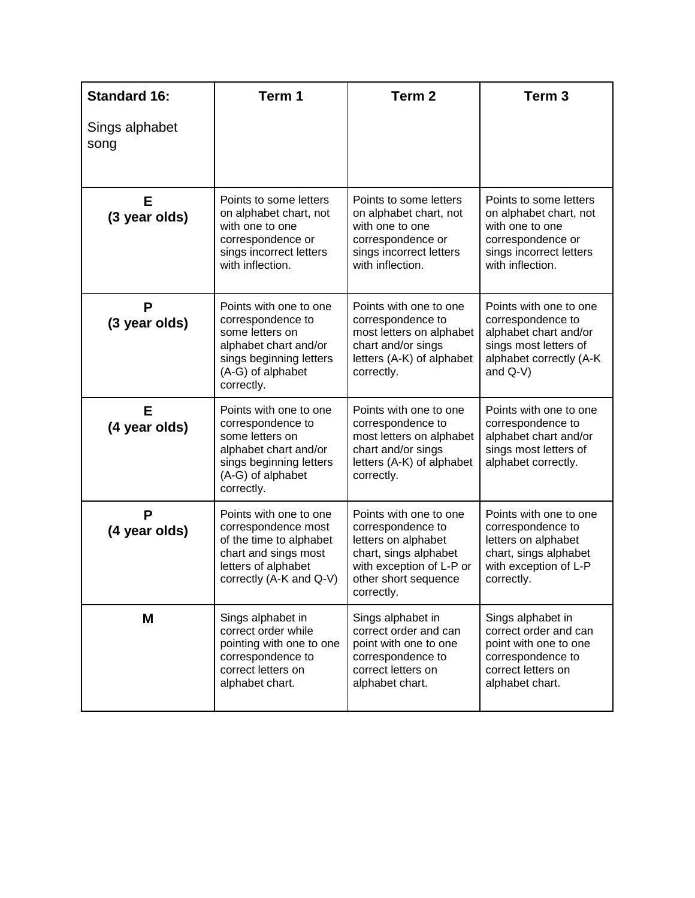| **Standard 16:** Sings alphabet song | **Term 1** | **Term 2** | **Term 3** |
|---|---|---|---|
| **E (3 year olds)** | Points to some letters on alphabet chart, not with one to one correspondence or sings incorrect letters with inflection. | Points to some letters on alphabet chart, not with one to one correspondence or sings incorrect letters with inflection. | Points to some letters on alphabet chart, not with one to one correspondence or sings incorrect letters with inflection. |
| **P (3 year olds)** | Points with one to one correspondence to some letters on alphabet chart and/or sings beginning letters (A-G) of alphabet correctly. | Points with one to one correspondence to most letters on alphabet chart and/or sings letters (A-K) of alphabet correctly. | Points with one to one correspondence to alphabet chart and/or sings most letters of alphabet correctly (A-K and Q-V) |
| **E (4 year olds)** | Points with one to one correspondence to some letters on alphabet chart and/or sings beginning letters (A-G) of alphabet correctly. | Points with one to one correspondence to most letters on alphabet chart and/or sings letters (A-K) of alphabet correctly. | Points with one to one correspondence to alphabet chart and/or sings most letters of alphabet correctly. |
| **P (4 year olds)** | Points with one to one correspondence most of the time to alphabet chart and sings most letters of alphabet correctly (A-K and Q-V) | Points with one to one correspondence to letters on alphabet chart, sings alphabet with exception of L-P or other short sequence correctly. | Points with one to one correspondence to letters on alphabet chart, sings alphabet with exception of L-P correctly. |
| **M** | Sings alphabet in correct order while pointing with one to one correspondence to correct letters on alphabet chart. | Sings alphabet in correct order and can point with one to one correspondence to correct letters on alphabet chart. | Sings alphabet in correct order and can point with one to one correspondence to correct letters on alphabet chart. |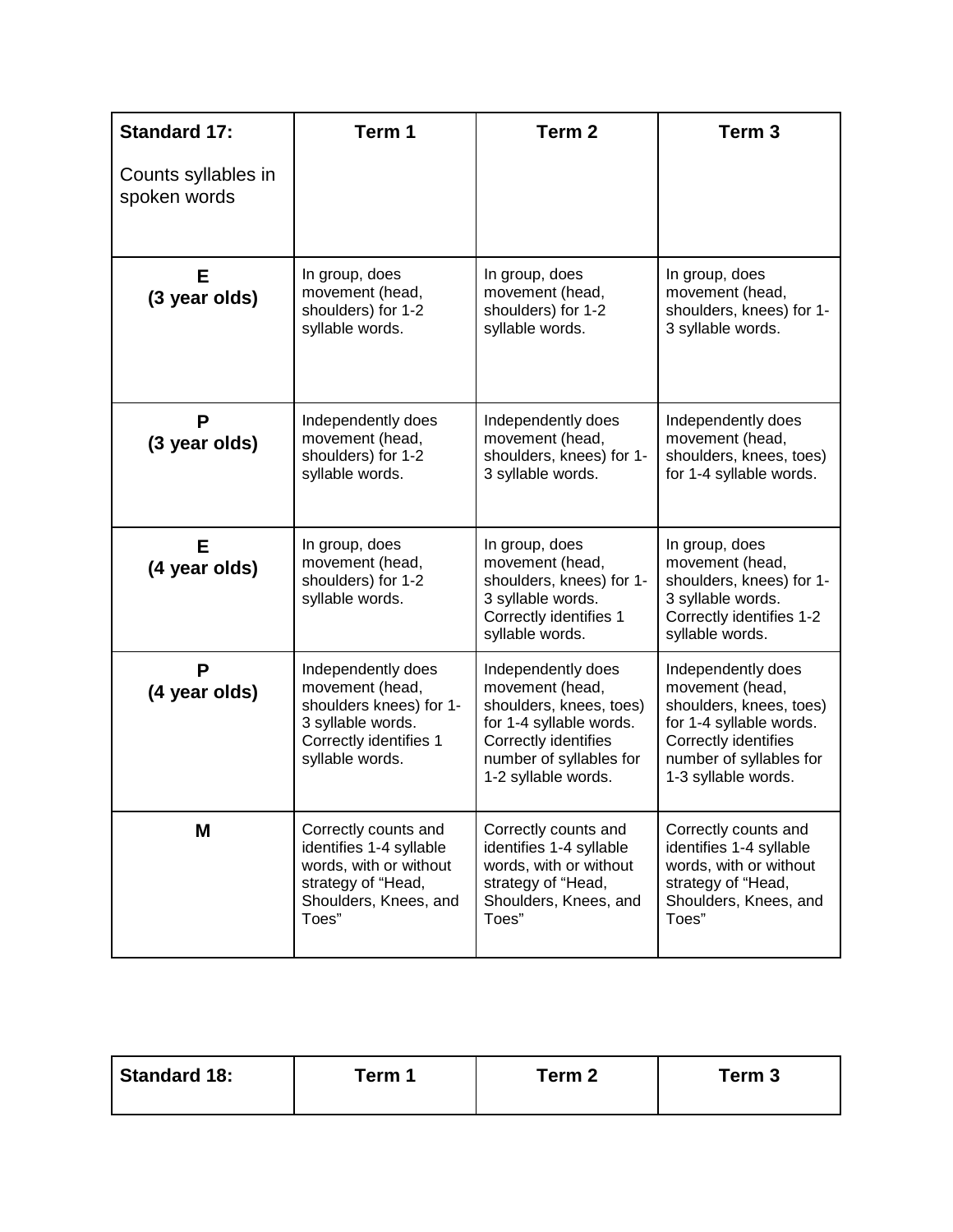| **Standard 17:** Counts syllables in spoken words | **Term 1** | **Term 2** | **Term 3** |
| --- | --- | --- | --- |
| **E (3 year olds)** | In group, does movement (head, shoulders) for 1-2 syllable words. | In group, does movement (head, shoulders) for 1-2 syllable words. | In group, does movement (head, shoulders, knees) for 1-3 syllable words. |
| **P (3 year olds)** | Independently does movement (head, shoulders) for 1-2 syllable words. | Independently does movement (head, shoulders, knees) for 1-3 syllable words. | Independently does movement (head, shoulders, knees, toes) for 1-4 syllable words. |
| **E (4 year olds)** | In group, does movement (head, shoulders) for 1-2 syllable words. | In group, does movement (head, shoulders, knees) for 1-3 syllable words. Correctly identifies 1 syllable words. | In group, does movement (head, shoulders, knees) for 1-3 syllable words. Correctly identifies 1-2 syllable words. |
| **P (4 year olds)** | Independently does movement (head, shoulders knees) for 1-3 syllable words. Correctly identifies 1 syllable words. | Independently does movement (head, shoulders, knees, toes) for 1-4 syllable words. Correctly identifies number of syllables for 1-2 syllable words. | Independently does movement (head, shoulders, knees, toes) for 1-4 syllable words. Correctly identifies number of syllables for 1-3 syllable words. |
| **M** | Correctly counts and identifies 1-4 syllable words, with or without strategy of "Head, Shoulders, Knees, and Toes" | Correctly counts and identifies 1-4 syllable words, with or without strategy of "Head, Shoulders, Knees, and Toes" | Correctly counts and identifies 1-4 syllable words, with or without strategy of "Head, Shoulders, Knees, and Toes" |

| **Standard 18:** | **Term 1** | **Term 2** | **Term 3** |
| --- | --- | --- | --- |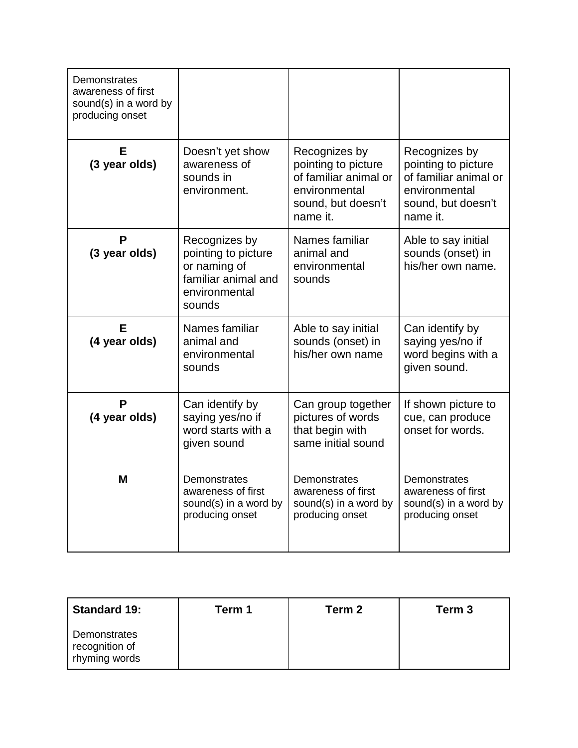| Demonstrates awareness of first sound(s) in a word by producing onset | | | |
|---|---|---|---|
| **E (3 year olds)** | Doesn't yet show awareness of sounds in environment. | Recognizes by pointing to picture of familiar animal or environmental sound, but doesn't name it. | Recognizes by pointing to picture of familiar animal or environmental sound, but doesn't name it. |
| **P (3 year olds)** | Recognizes by pointing to picture or naming of familiar animal and environmental sounds | Names familiar animal and environmental sounds | Able to say initial sounds (onset) in his/her own name. |
| **E (4 year olds)** | Names familiar animal and environmental sounds | Able to say initial sounds (onset) in his/her own name | Can identify by saying yes/no if word begins with a given sound. |
| **P (4 year olds)** | Can identify by saying yes/no if word starts with a given sound | Can group together pictures of words that begin with same initial sound | If shown picture to cue, can produce onset for words. |
| **M** | Demonstrates awareness of first sound(s) in a word by producing onset | Demonstrates awareness of first sound(s) in a word by producing onset | Demonstrates awareness of first sound(s) in a word by producing onset |

| **Standard 19:** Demonstrates recognition of rhyming words | **Term 1** | **Term 2** | **Term 3** |
|---|---|---|---|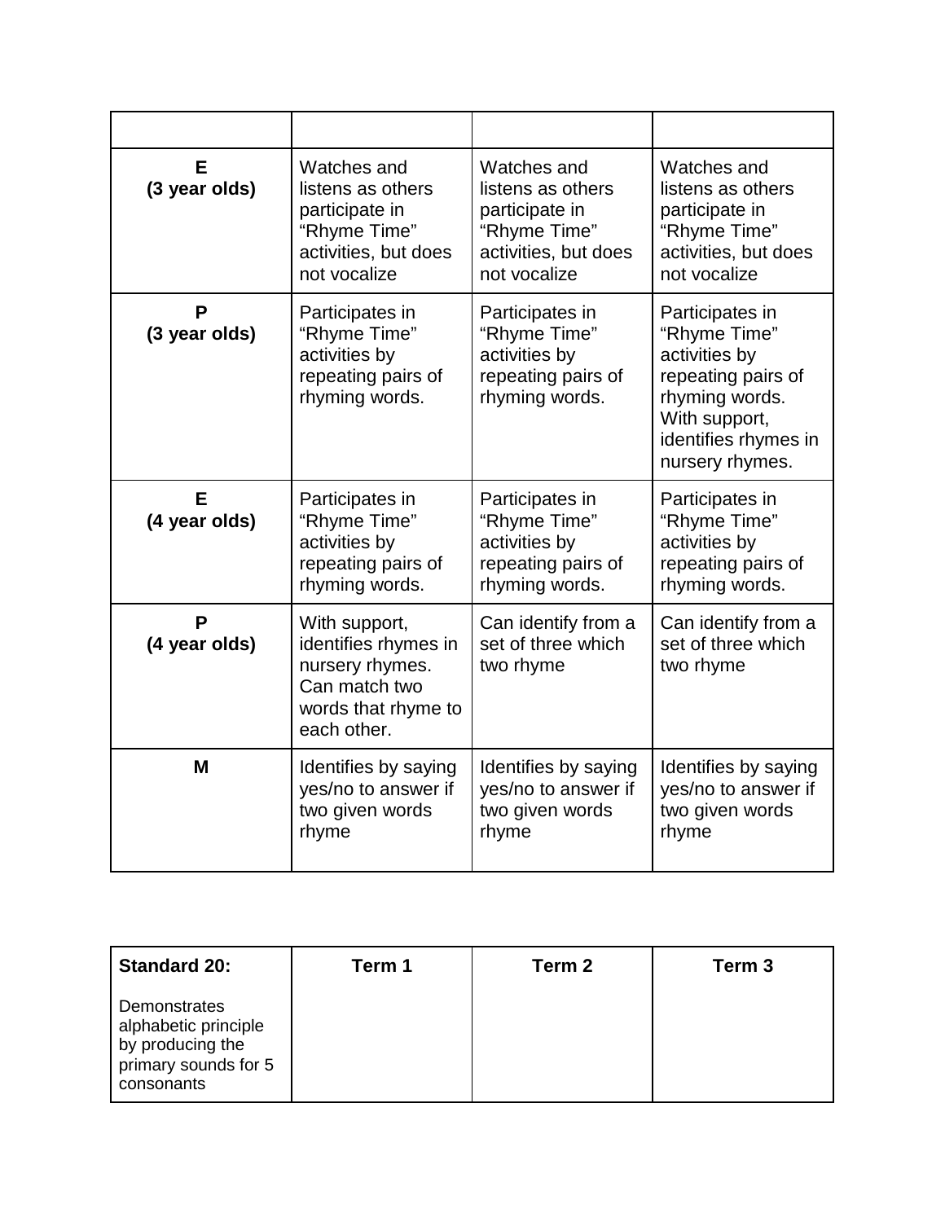| | | | |
|---|---|---|---|
| **E (3 year olds)** | Watches and listens as others participate in "Rhyme Time" activities, but does not vocalize | Watches and listens as others participate in "Rhyme Time" activities, but does not vocalize | Watches and listens as others participate in "Rhyme Time" activities, but does not vocalize |
| **P (3 year olds)** | Participates in "Rhyme Time" activities by repeating pairs of rhyming words. | Participates in "Rhyme Time" activities by repeating pairs of rhyming words. | Participates in "Rhyme Time" activities by repeating pairs of rhyming words. With support, identifies rhymes in nursery rhymes. |
| **E (4 year olds)** | Participates in "Rhyme Time" activities by repeating pairs of rhyming words. | Participates in "Rhyme Time" activities by repeating pairs of rhyming words. | Participates in "Rhyme Time" activities by repeating pairs of rhyming words. |
| **P (4 year olds)** | With support, identifies rhymes in nursery rhymes. Can match two words that rhyme to each other. | Can identify from a set of three which two rhyme | Can identify from a set of three which two rhyme |
| **M** | Identifies by saying yes/no to answer if two given words rhyme | Identifies by saying yes/no to answer if two given words rhyme | Identifies by saying yes/no to answer if two given words rhyme |

| **Standard 20:** Demonstrates alphabetic principle by producing the primary sounds for 5 consonants | **Term 1** | **Term 2** | **Term 3** |
|---|---|---|---|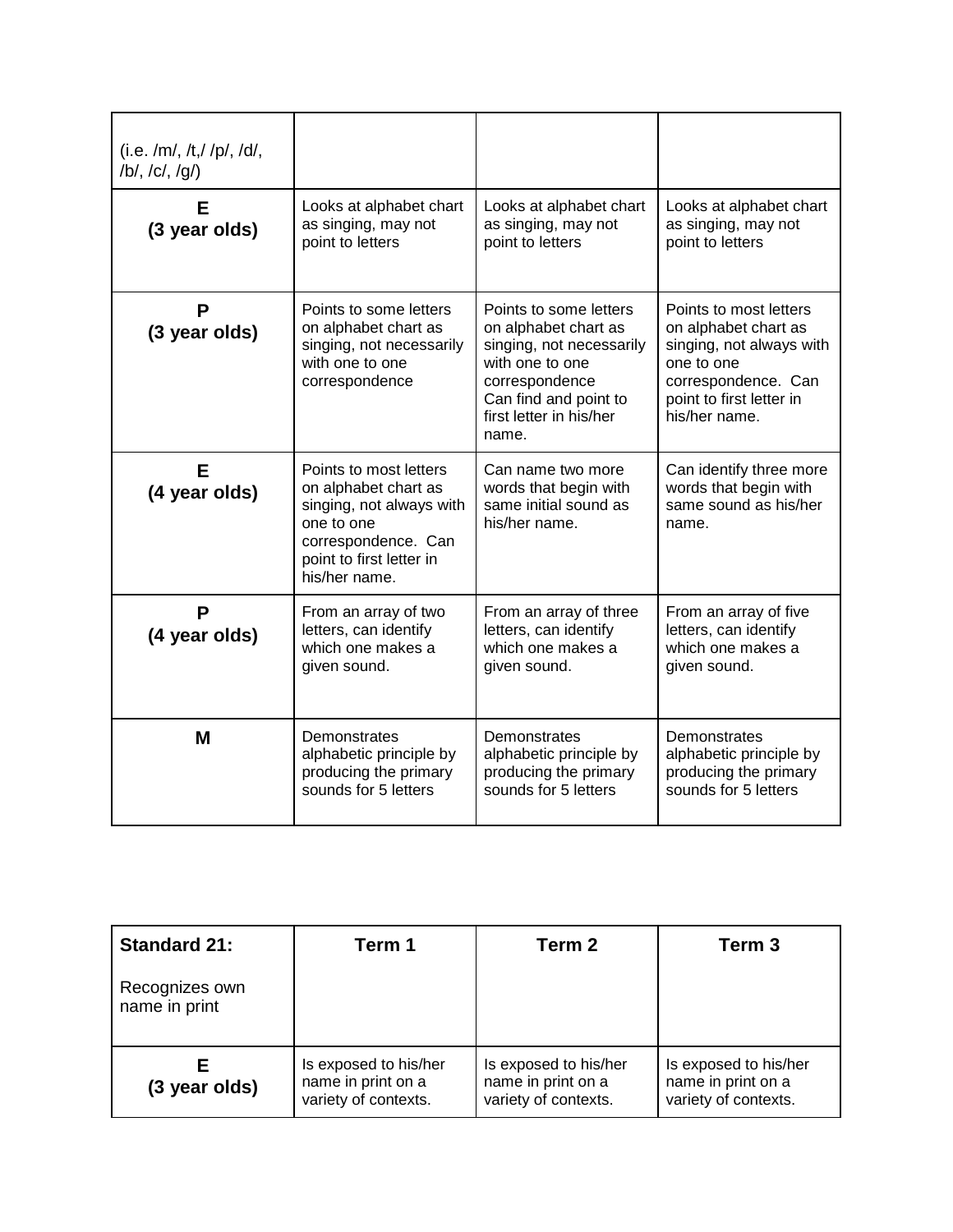| (i.e. /m/, /t,/ /p/, /d/, /b/, /c/, /g/) | | | |
|---|---|---|---|
| **E (3 year olds)** | Looks at alphabet chart as singing, may not point to letters | Looks at alphabet chart as singing, may not point to letters | Looks at alphabet chart as singing, may not point to letters |
| **P (3 year olds)** | Points to some letters on alphabet chart as singing, not necessarily with one to one correspondence | Points to some letters on alphabet chart as singing, not necessarily with one to one correspondence Can find and point to first letter in his/her name. | Points to most letters on alphabet chart as singing, not always with one to one correspondence. Can point to first letter in his/her name. |
| **E (4 year olds)** | Points to most letters on alphabet chart as singing, not always with one to one correspondence. Can point to first letter in his/her name. | Can name two more words that begin with same initial sound as his/her name. | Can identify three more words that begin with same sound as his/her name. |
| **P (4 year olds)** | From an array of two letters, can identify which one makes a given sound. | From an array of three letters, can identify which one makes a given sound. | From an array of five letters, can identify which one makes a given sound. |
| **M** | Demonstrates alphabetic principle by producing the primary sounds for 5 letters | Demonstrates alphabetic principle by producing the primary sounds for 5 letters | Demonstrates alphabetic principle by producing the primary sounds for 5 letters |

| **Standard 21:** Recognizes own name in print | **Term 1** | **Term 2** | **Term 3** |
|---|---|---|---|
| **E (3 year olds)** | Is exposed to his/her name in print on a variety of contexts. | Is exposed to his/her name in print on a variety of contexts. | Is exposed to his/her name in print on a variety of contexts. |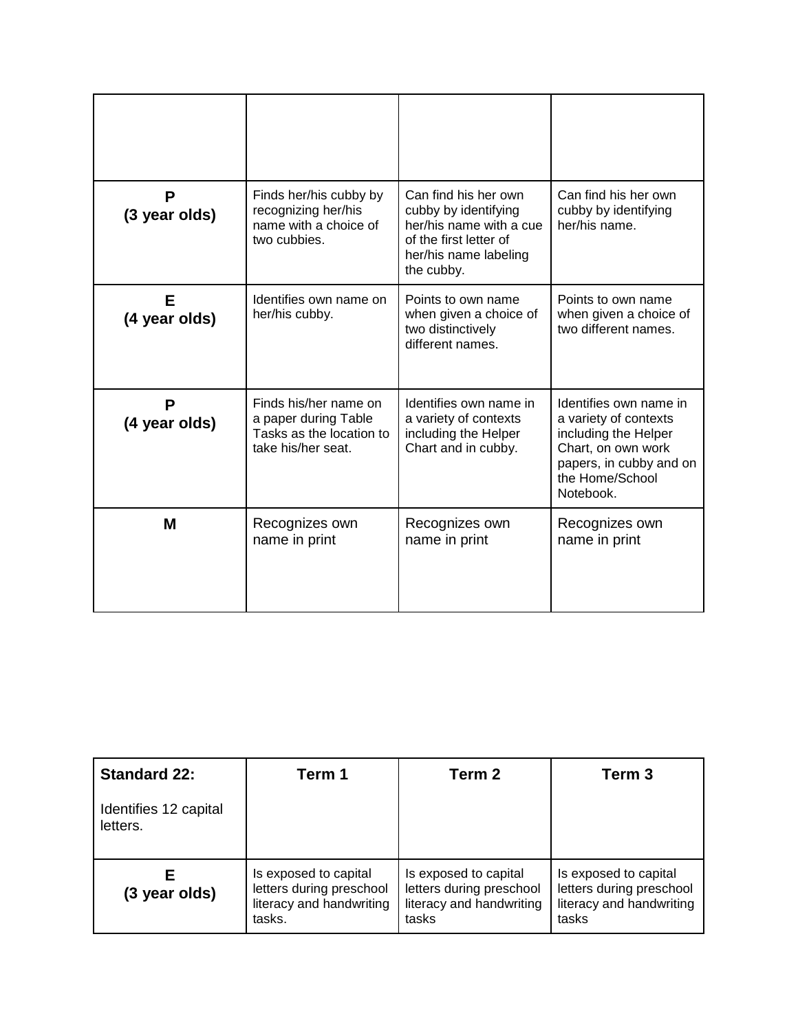| | | | |
|---|---|---|---|
| **P (3 year olds)** | Finds her/his cubby by recognizing her/his name with a choice of two cubbies. | Can find his her own cubby by identifying her/his name with a cue of the first letter of her/his name labeling the cubby. | Can find his her own cubby by identifying her/his name. |
| **E (4 year olds)** | Identifies own name on her/his cubby. | Points to own name when given a choice of two distinctively different names. | Points to own name when given a choice of two different names. |
| **P (4 year olds)** | Finds his/her name on a paper during Table Tasks as the location to take his/her seat. | Identifies own name in a variety of contexts including the Helper Chart and in cubby. | Identifies own name in a variety of contexts including the Helper Chart, on own work papers, in cubby and on the Home/School Notebook. |
| **M** | Recognizes own name in print | Recognizes own name in print | Recognizes own name in print |

| **Standard 22:** Identifies 12 capital letters. | **Term 1** | **Term 2** | **Term 3** |
|---|---|---|---|
| **E (3 year olds)** | Is exposed to capital letters during preschool literacy and handwriting tasks. | Is exposed to capital letters during preschool literacy and handwriting tasks | Is exposed to capital letters during preschool literacy and handwriting tasks |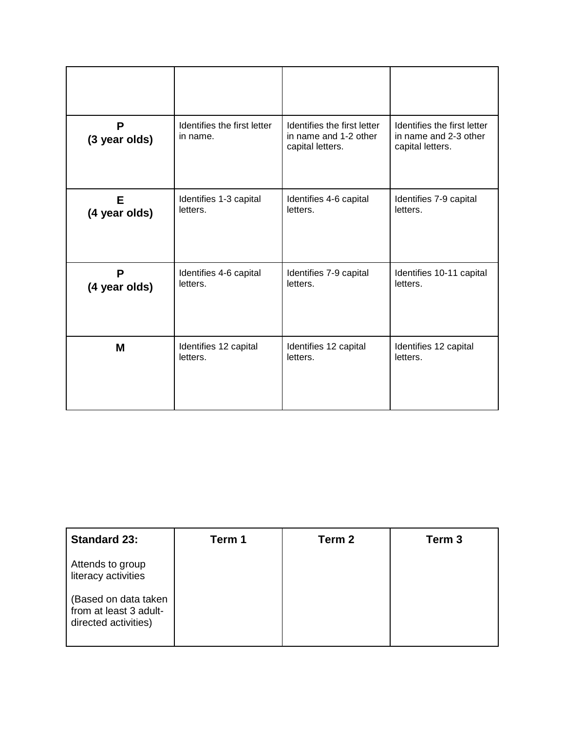| | | | |
|---|---|---|---|
| **P (3 year olds)** | Identifies the first letter in name. | Identifies the first letter in name and 1-2 other capital letters. | Identifies the first letter in name and 2-3 other capital letters. |
| **E (4 year olds)** | Identifies 1-3 capital letters. | Identifies 4-6 capital letters. | Identifies 7-9 capital letters. |
| **P (4 year olds)** | Identifies 4-6 capital letters. | Identifies 7-9 capital letters. | Identifies 10-11 capital letters. |
| **M** | Identifies 12 capital letters. | Identifies 12 capital letters. | Identifies 12 capital letters. |

| **Standard 23:** Attends to group literacy activities (Based on data taken from at least 3 adult-directed activities) | **Term 1** | **Term 2** | **Term 3** |
|---|---|---|---|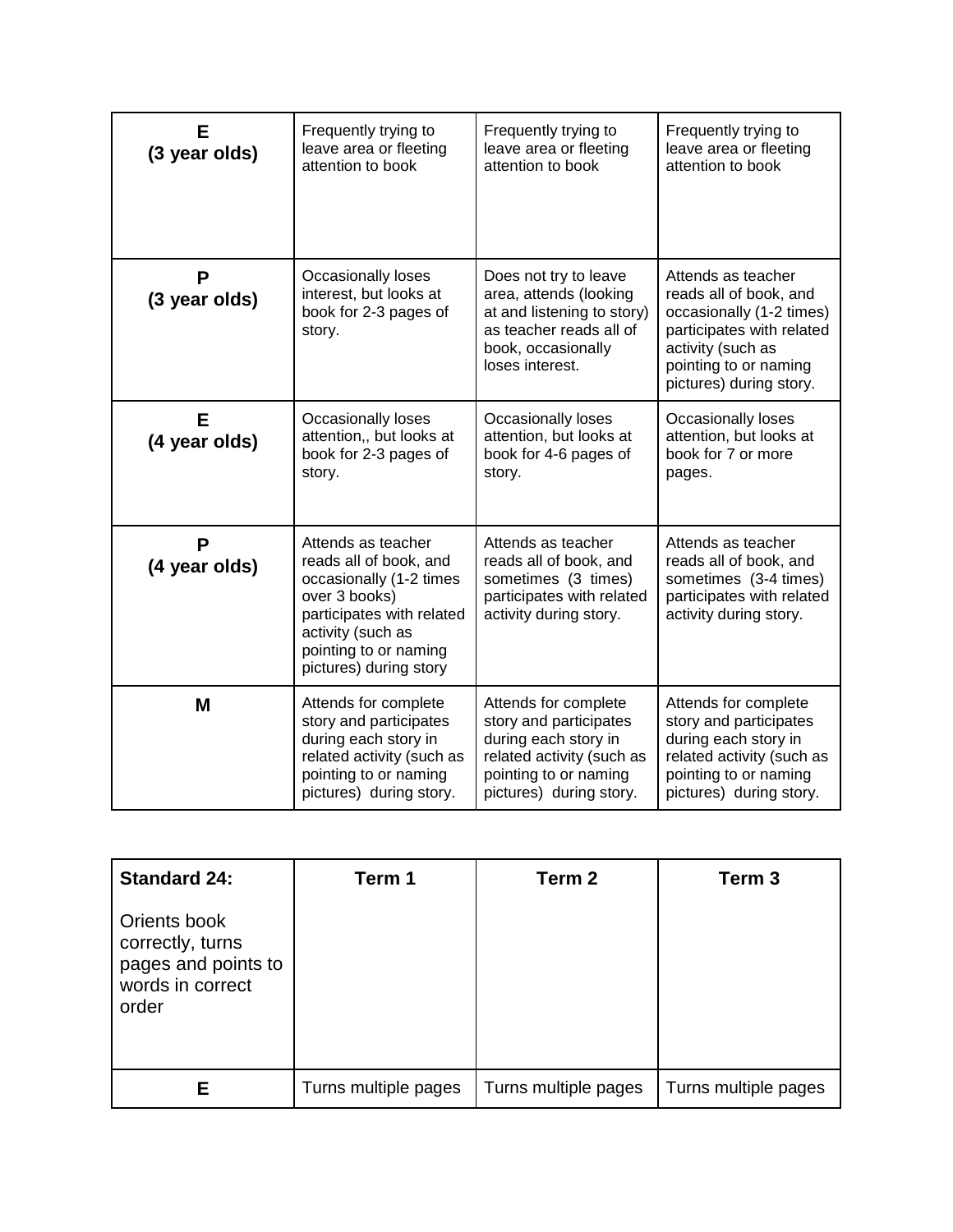| | | | |
|---|---|---|---|
| **E (3 year olds)** | Frequently trying to leave area or fleeting attention to book | Frequently trying to leave area or fleeting attention to book | Frequently trying to leave area or fleeting attention to book |
| **P (3 year olds)** | Occasionally loses interest, but looks at book for 2-3 pages of story. | Does not try to leave area, attends (looking at and listening to story) as teacher reads all of book, occasionally loses interest. | Attends as teacher reads all of book, and occasionally (1-2 times) participates with related activity (such as pointing to or naming pictures) during story. |
| **E (4 year olds)** | Occasionally loses attention,, but looks at book for 2-3 pages of story. | Occasionally loses attention, but looks at book for 4-6 pages of story. | Occasionally loses attention, but looks at book for 7 or more pages. |
| **P (4 year olds)** | Attends as teacher reads all of book, and occasionally (1-2 times over 3 books) participates with related activity (such as pointing to or naming pictures) during story | Attends as teacher reads all of book, and sometimes (3 times) participates with related activity during story. | Attends as teacher reads all of book, and sometimes (3-4 times) participates with related activity during story. |
| **M** | Attends for complete story and participates during each story in related activity (such as pointing to or naming pictures) during story. | Attends for complete story and participates during each story in related activity (such as pointing to or naming pictures) during story. | Attends for complete story and participates during each story in related activity (such as pointing to or naming pictures) during story. |

| **Standard 24:** Orients book correctly, turns pages and points to words in correct order | **Term 1** | **Term 2** | **Term 3** |
|---|---|---|---|
| **E** | Turns multiple pages | Turns multiple pages | Turns multiple pages |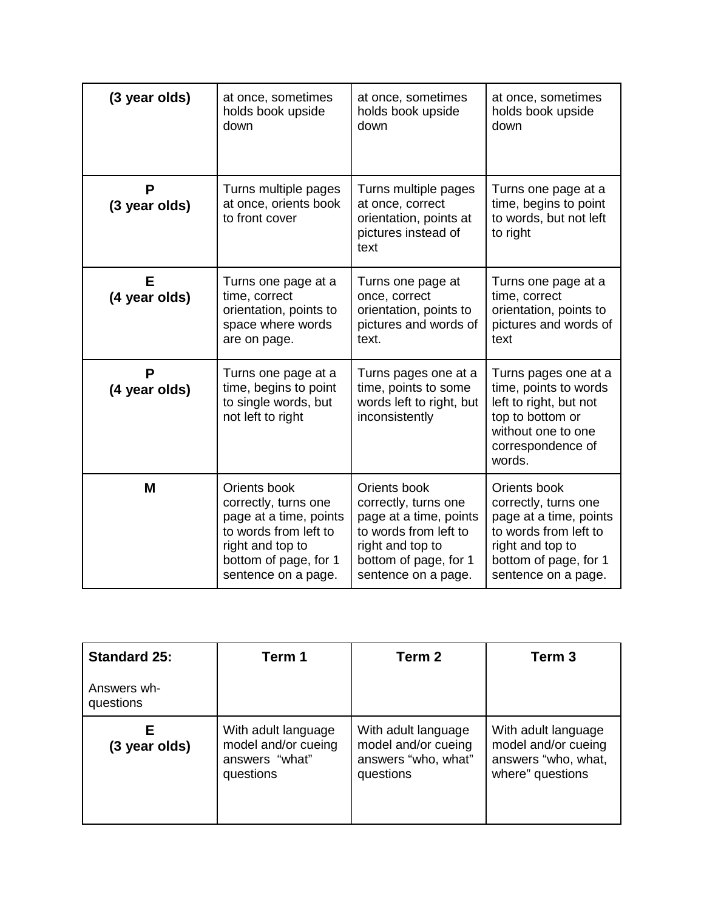| | | | |
|---|---|---|---|
| **(3 year olds)** | at once, sometimes holds book upside down | at once, sometimes holds book upside down | at once, sometimes holds book upside down |
| **P (3 year olds)** | Turns multiple pages at once, orients book to front cover | Turns multiple pages at once, correct orientation, points at pictures instead of text | Turns one page at a time, begins to point to words, but not left to right |
| **E (4 year olds)** | Turns one page at a time, correct orientation, points to space where words are on page. | Turns one page at once, correct orientation, points to pictures and words of text. | Turns one page at a time, correct orientation, points to pictures and words of text |
| **P (4 year olds)** | Turns one page at a time, begins to point to single words, but not left to right | Turns pages one at a time, points to some words left to right, but inconsistently | Turns pages one at a time, points to words left to right, but not top to bottom or without one to one correspondence of words. |
| **M** | Orients book correctly, turns one page at a time, points to words from left to right and top to bottom of page, for 1 sentence on a page. | Orients book correctly, turns one page at a time, points to words from left to right and top to bottom of page, for 1 sentence on a page. | Orients book correctly, turns one page at a time, points to words from left to right and top to bottom of page, for 1 sentence on a page. |

| **Standard 25:** Answers wh-questions | **Term 1** | **Term 2** | **Term 3** |
|---|---|---|---|
| **E (3 year olds)** | With adult language model and/or cueing answers "what" questions | With adult language model and/or cueing answers "who, what" questions | With adult language model and/or cueing answers "who, what, where" questions |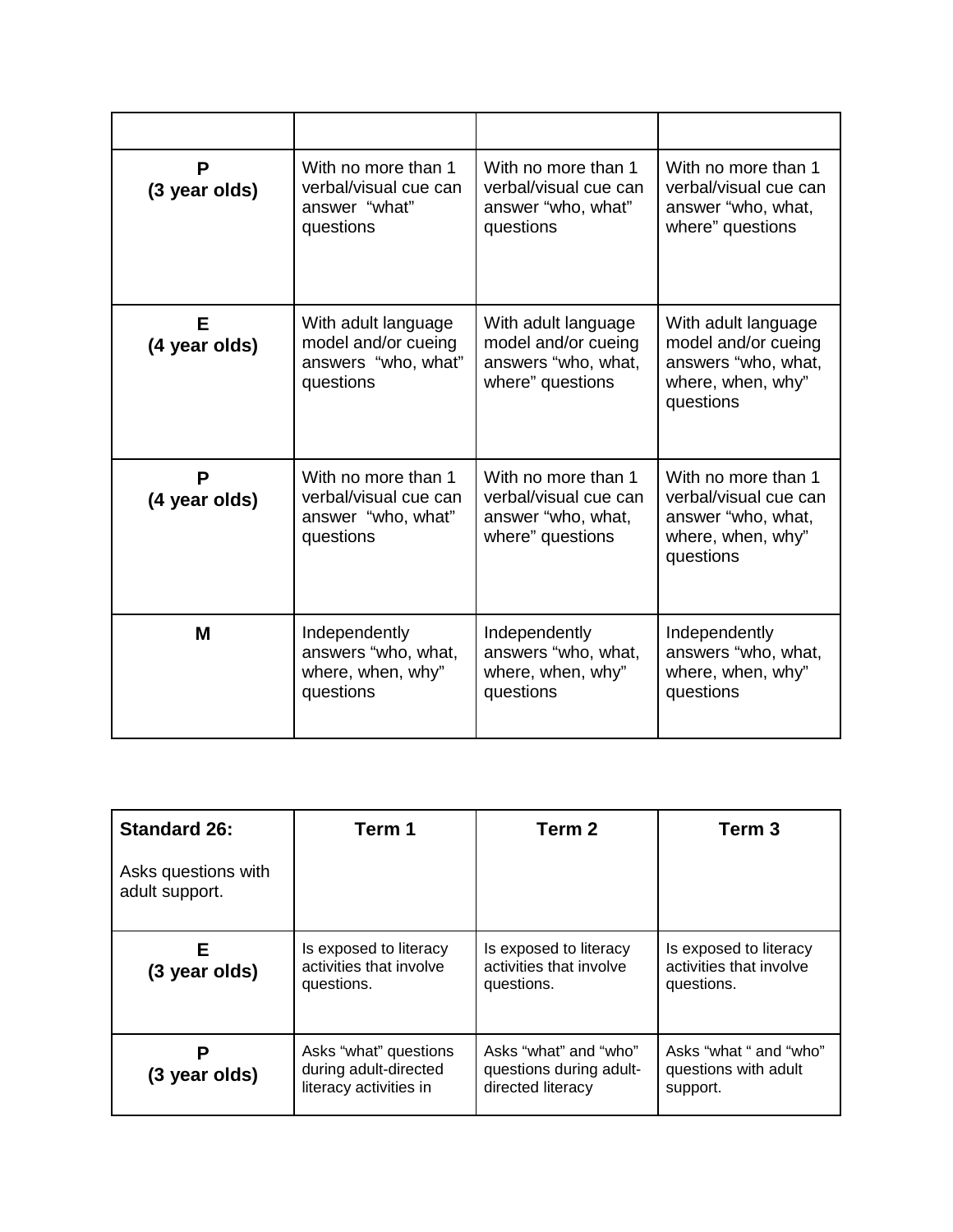| | | | |
|---|---|---|---|
| **P (3 year olds)** | With no more than 1 verbal/visual cue can answer "what" questions | With no more than 1 verbal/visual cue can answer "who, what" questions | With no more than 1 verbal/visual cue can answer "who, what, where" questions |
| **E (4 year olds)** | With adult language model and/or cueing answers "who, what" questions | With adult language model and/or cueing answers "who, what, where" questions | With adult language model and/or cueing answers "who, what, where, when, why" questions |
| **P (4 year olds)** | With no more than 1 verbal/visual cue can answer "who, what" questions | With no more than 1 verbal/visual cue can answer "who, what, where" questions | With no more than 1 verbal/visual cue can answer "who, what, where, when, why" questions |
| **M** | Independently answers "who, what, where, when, why" questions | Independently answers "who, what, where, when, why" questions | Independently answers "who, what, where, when, why" questions |

| **Standard 26:** Asks questions with adult support. | **Term 1** | **Term 2** | **Term 3** |
|---|---|---|---|
| **E (3 year olds)** | Is exposed to literacy activities that involve questions. | Is exposed to literacy activities that involve questions. | Is exposed to literacy activities that involve questions. |
| **P (3 year olds)** | Asks "what" questions during adult-directed literacy activities in | Asks "what" and "who" questions during adult-directed literacy | Asks "what " and "who" questions with adult support. |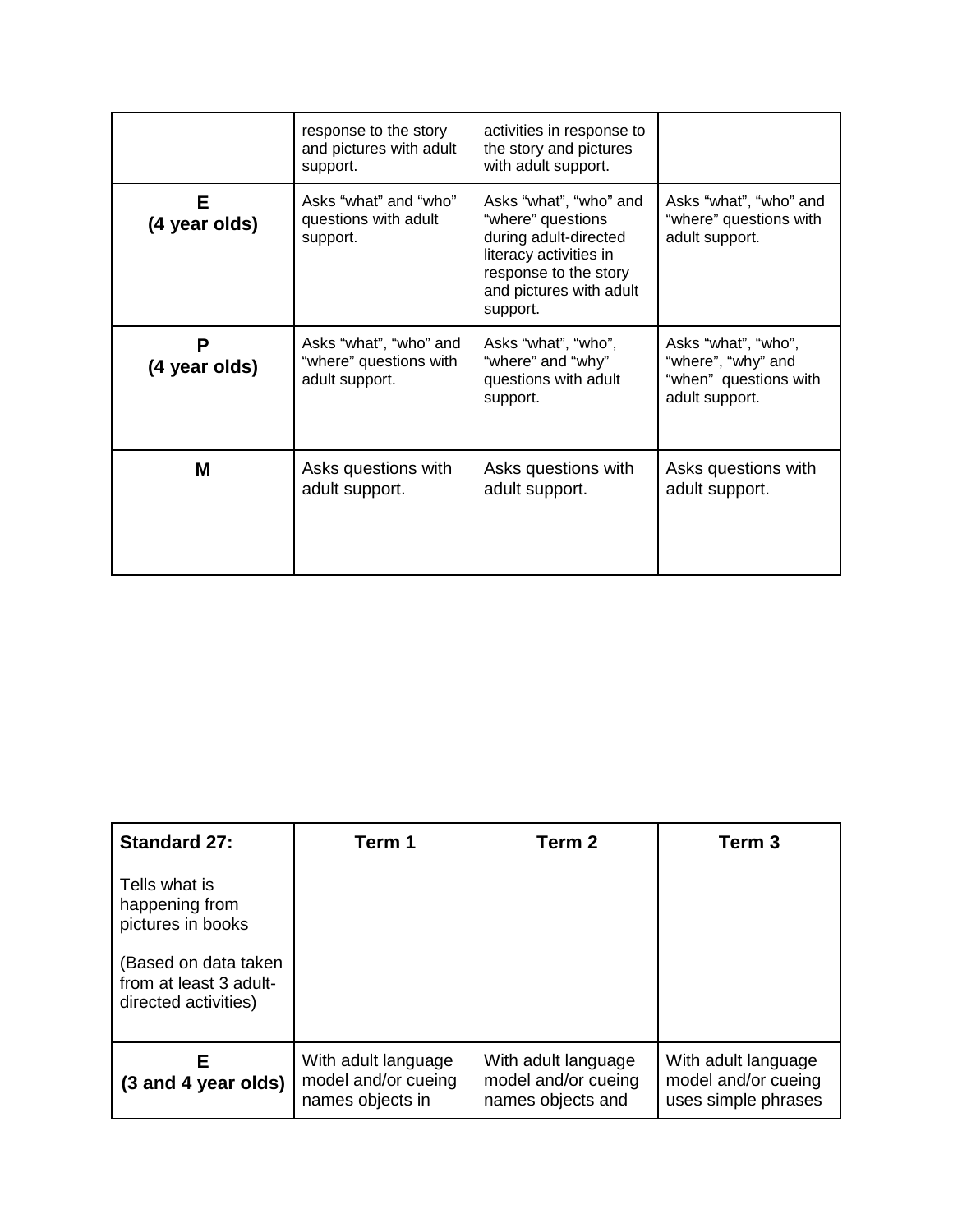| | | | |
|---|---|---|---|
| | response to the story and pictures with adult support. | activities in response to the story and pictures with adult support. | |
| **E (4 year olds)** | Asks “what” and “who” questions with adult support. | Asks “what”, “who” and “where” questions during adult-directed literacy activities in response to the story and pictures with adult support. | Asks “what”, “who” and “where” questions with adult support. |
| **P (4 year olds)** | Asks “what”, “who” and “where” questions with adult support. | Asks “what”, “who”, “where” and “why” questions with adult support. | Asks “what”, “who”, “where”, “why” and “when” questions with adult support. |
| **M** | Asks questions with adult support. | Asks questions with adult support. | Asks questions with adult support. |

| **Standard 27:** Tells what is happening from pictures in books (Based on data taken from at least 3 adult-directed activities) | **Term 1** | **Term 2** | **Term 3** |
|---|---|---|---|
| **E (3 and 4 year olds)** | With adult language model and/or cueing names objects in | With adult language model and/or cueing names objects and | With adult language model and/or cueing uses simple phrases |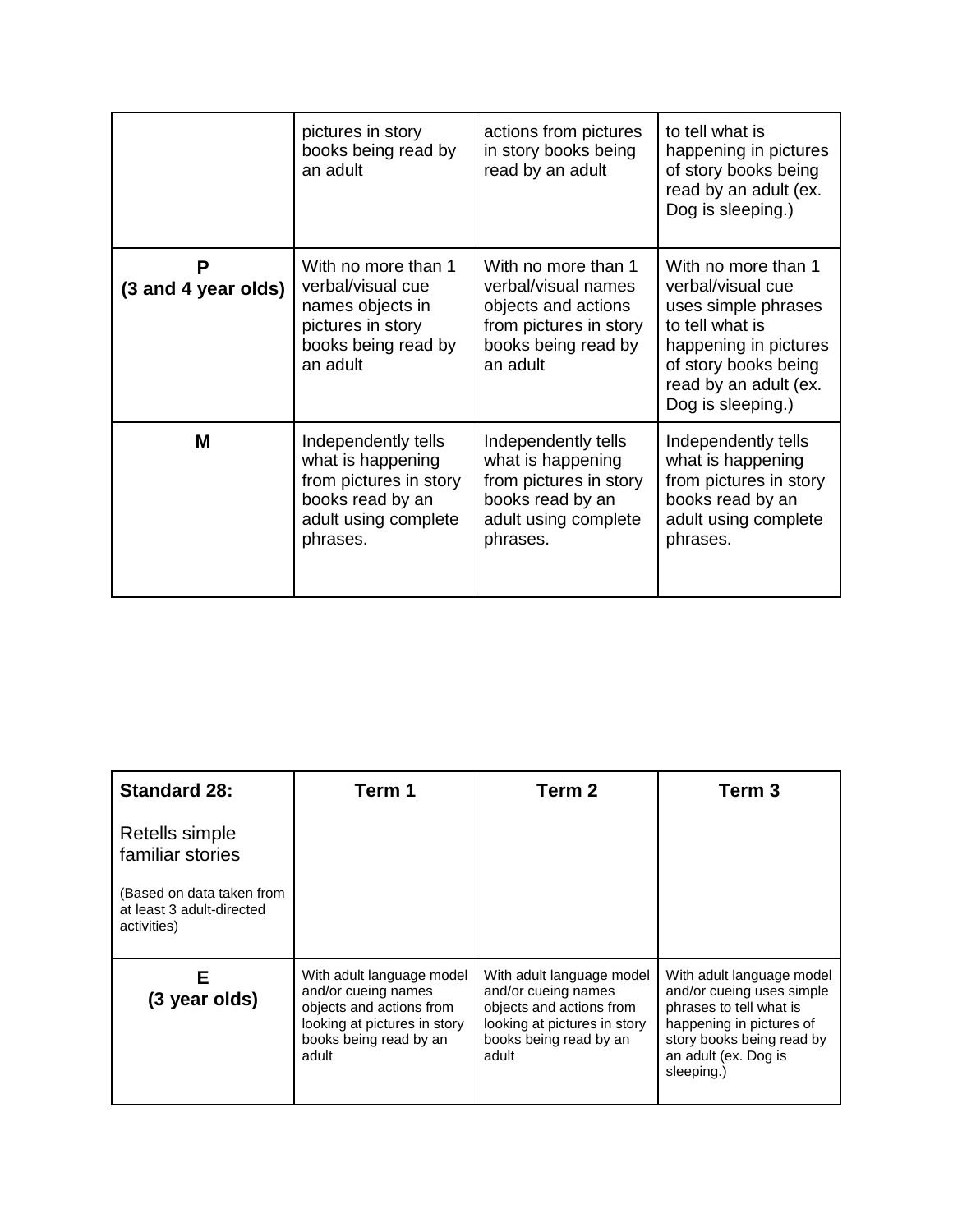| | | | |
|---|---|---|---|
| | pictures in story books being read by an adult | actions from pictures in story books being read by an adult | to tell what is happening in pictures of story books being read by an adult (ex. Dog is sleeping.) |
| **P (3 and 4 year olds)** | With no more than 1 verbal/visual cue names objects in pictures in story books being read by an adult | With no more than 1 verbal/visual names objects and actions from pictures in story books being read by an adult | With no more than 1 verbal/visual cue uses simple phrases to tell what is happening in pictures of story books being read by an adult (ex. Dog is sleeping.) |
| **M** | Independently tells what is happening from pictures in story books read by an adult using complete phrases. | Independently tells what is happening from pictures in story books read by an adult using complete phrases. | Independently tells what is happening from pictures in story books read by an adult using complete phrases. |

| **Standard 28:** Retells simple familiar stories (Based on data taken from at least 3 adult-directed activities) | **Term 1** | **Term 2** | **Term 3** |
|---|---|---|---|
| **E (3 year olds)** | With adult language model and/or cueing names objects and actions from looking at pictures in story books being read by an adult | With adult language model and/or cueing names objects and actions from looking at pictures in story books being read by an adult | With adult language model and/or cueing uses simple phrases to tell what is happening in pictures of story books being read by an adult (ex. Dog is sleeping.) |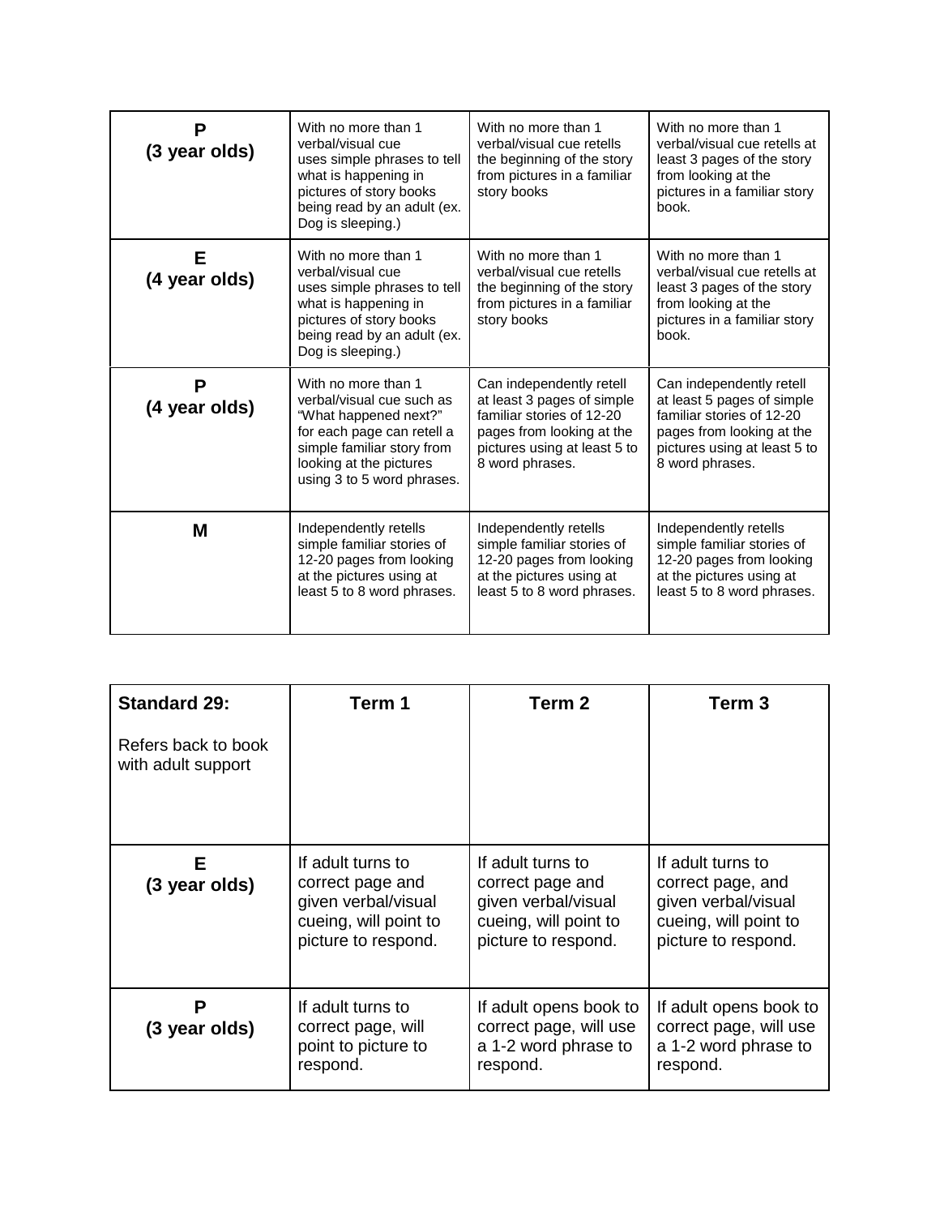| | | | |
|---|---|---|---|
| **P (3 year olds)** | With no more than 1 verbal/visual cue uses simple phrases to tell what is happening in pictures of story books being read by an adult (ex. Dog is sleeping.) | With no more than 1 verbal/visual cue retells the beginning of the story from pictures in a familiar story books | With no more than 1 verbal/visual cue retells at least 3 pages of the story from looking at the pictures in a familiar story book. |
| **E (4 year olds)** | With no more than 1 verbal/visual cue uses simple phrases to tell what is happening in pictures of story books being read by an adult (ex. Dog is sleeping.) | With no more than 1 verbal/visual cue retells the beginning of the story from pictures in a familiar story books | With no more than 1 verbal/visual cue retells at least 3 pages of the story from looking at the pictures in a familiar story book. |
| **P (4 year olds)** | With no more than 1 verbal/visual cue such as "What happened next?" for each page can retell a simple familiar story from looking at the pictures using 3 to 5 word phrases. | Can independently retell at least 3 pages of simple familiar stories of 12-20 pages from looking at the pictures using at least 5 to 8 word phrases. | Can independently retell at least 5 pages of simple familiar stories of 12-20 pages from looking at the pictures using at least 5 to 8 word phrases. |
| **M** | Independently retells simple familiar stories of 12-20 pages from looking at the pictures using at least 5 to 8 word phrases. | Independently retells simple familiar stories of 12-20 pages from looking at the pictures using at least 5 to 8 word phrases. | Independently retells simple familiar stories of 12-20 pages from looking at the pictures using at least 5 to 8 word phrases. |

| **Standard 29:** Refers back to book with adult support | **Term 1** | **Term 2** | **Term 3** |
|---|---|---|---|
| **E (3 year olds)** | If adult turns to correct page and given verbal/visual cueing, will point to picture to respond. | If adult turns to correct page and given verbal/visual cueing, will point to picture to respond. | If adult turns to correct page, and given verbal/visual cueing, will point to picture to respond. |
| **P (3 year olds)** | If adult turns to correct page, will point to picture to respond. | If adult opens book to correct page, will use a 1-2 word phrase to respond. | If adult opens book to correct page, will use a 1-2 word phrase to respond. |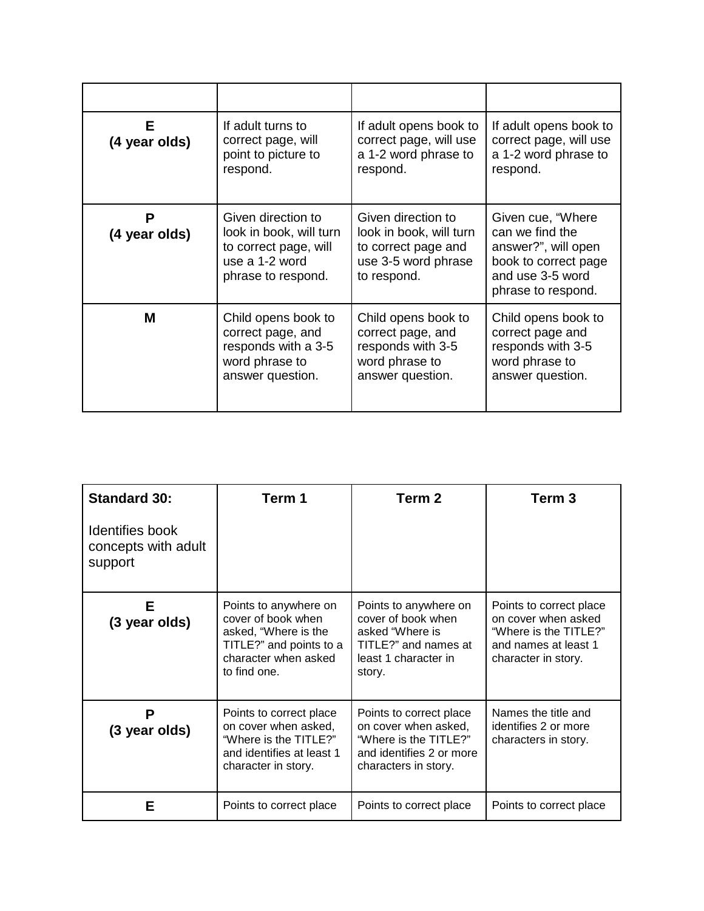| | | | |
|---|---|---|---|
| **E (4 year olds)** | If adult turns to correct page, will point to picture to respond. | If adult opens book to correct page, will use a 1-2 word phrase to respond. | If adult opens book to correct page, will use a 1-2 word phrase to respond. |
| **P (4 year olds)** | Given direction to look in book, will turn to correct page, will use a 1-2 word phrase to respond. | Given direction to look in book, will turn to correct page and use 3-5 word phrase to respond. | Given cue, "Where can we find the answer?", will open book to correct page and use 3-5 word phrase to respond. |
| **M** | Child opens book to correct page, and responds with a 3-5 word phrase to answer question. | Child opens book to correct page, and responds with 3-5 word phrase to answer question. | Child opens book to correct page and responds with 3-5 word phrase to answer question. |

| **Standard 30:** Identifies book concepts with adult support | **Term 1** | **Term 2** | **Term 3** |
|---|---|---|---|
| **E (3 year olds)** | Points to anywhere on cover of book when asked, "Where is the TITLE?" and points to a character when asked to find one. | Points to anywhere on cover of book when asked "Where is TITLE?" and names at least 1 character in story. | Points to correct place on cover when asked "Where is the TITLE?" and names at least 1 character in story. |
| **P (3 year olds)** | Points to correct place on cover when asked, "Where is the TITLE?" and identifies at least 1 character in story. | Points to correct place on cover when asked, "Where is the TITLE?" and identifies 2 or more characters in story. | Names the title and identifies 2 or more characters in story. |
| **E** | Points to correct place | Points to correct place | Points to correct place |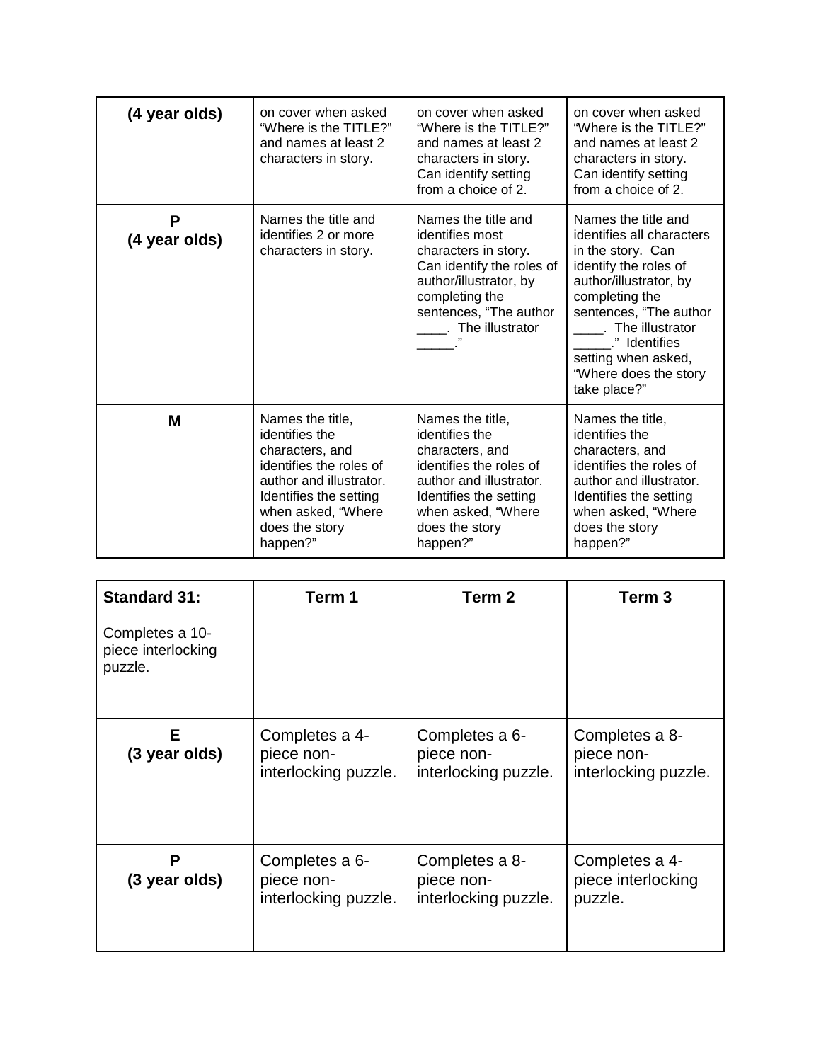| (4 year olds) | on cover when asked "Where is the TITLE?" and names at least 2 characters in story. | on cover when asked "Where is the TITLE?" and names at least 2 characters in story. Can identify setting from a choice of 2. | on cover when asked "Where is the TITLE?" and names at least 2 characters in story. Can identify setting from a choice of 2. |
|---|---|---|---|
| **P (4 year olds)** | Names the title and identifies 2 or more characters in story. | Names the title and identifies most characters in story. Can identify the roles of author/illustrator, by completing the sentences, "The author ____. The illustrator _____." | Names the title and identifies all characters in the story. Can identify the roles of author/illustrator, by completing the sentences, "The author ____. The illustrator _____." Identifies setting when asked, "Where does the story take place?" |
| **M** | Names the title, identifies the characters, and identifies the roles of author and illustrator. Identifies the setting when asked, "Where does the story happen?" | Names the title, identifies the characters, and identifies the roles of author and illustrator. Identifies the setting when asked, "Where does the story happen?" | Names the title, identifies the characters, and identifies the roles of author and illustrator. Identifies the setting when asked, "Where does the story happen?" |

| **Standard 31:** Completes a 10-piece interlocking puzzle. | **Term 1** | **Term 2** | **Term 3** |
|---|---|---|---|
| **E (3 year olds)** | Completes a 4-piece non-interlocking puzzle. | Completes a 6-piece non-interlocking puzzle. | Completes a 8-piece non-interlocking puzzle. |
| **P (3 year olds)** | Completes a 6-piece non-interlocking puzzle. | Completes a 8-piece non-interlocking puzzle. | Completes a 4-piece interlocking puzzle. |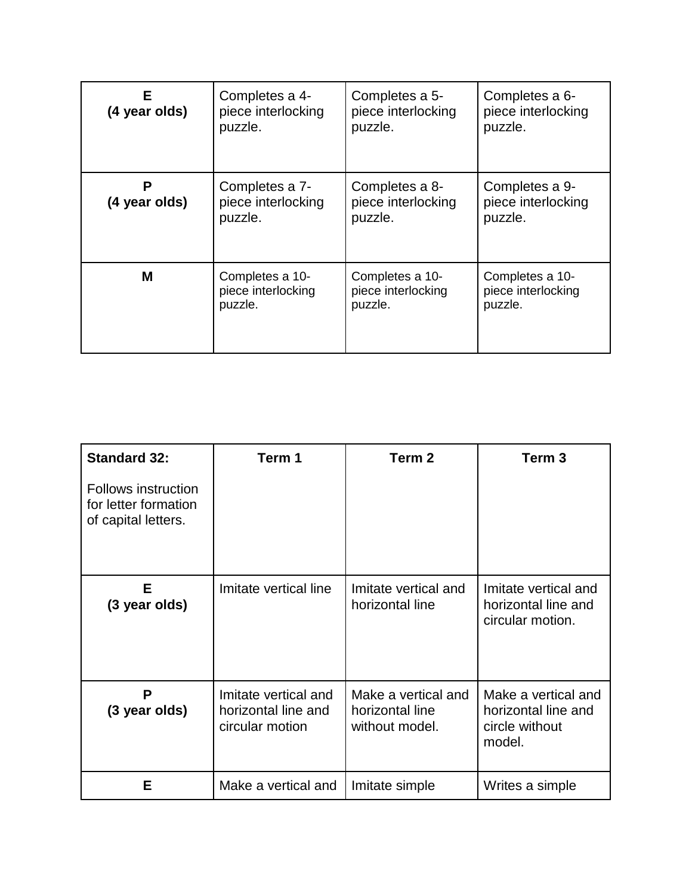| | | | |
|---|---|---|---|
| **E (4 year olds)** | Completes a 4-piece interlocking puzzle. | Completes a 5-piece interlocking puzzle. | Completes a 6-piece interlocking puzzle. |
| **P (4 year olds)** | Completes a 7-piece interlocking puzzle. | Completes a 8-piece interlocking puzzle. | Completes a 9-piece interlocking puzzle. |
| **M** | Completes a 10-piece interlocking puzzle. | Completes a 10-piece interlocking puzzle. | Completes a 10-piece interlocking puzzle. |

| **Standard 32:** Follows instruction for letter formation of capital letters. | **Term 1** | **Term 2** | **Term 3** |
|---|---|---|---|
| **E (3 year olds)** | Imitate vertical line | Imitate vertical and horizontal line | Imitate vertical and horizontal line and circular motion. |
| **P (3 year olds)** | Imitate vertical and horizontal line and circular motion | Make a vertical and horizontal line without model. | Make a vertical and horizontal line and circle without model. |
| **E** | Make a vertical and | Imitate simple | Writes a simple |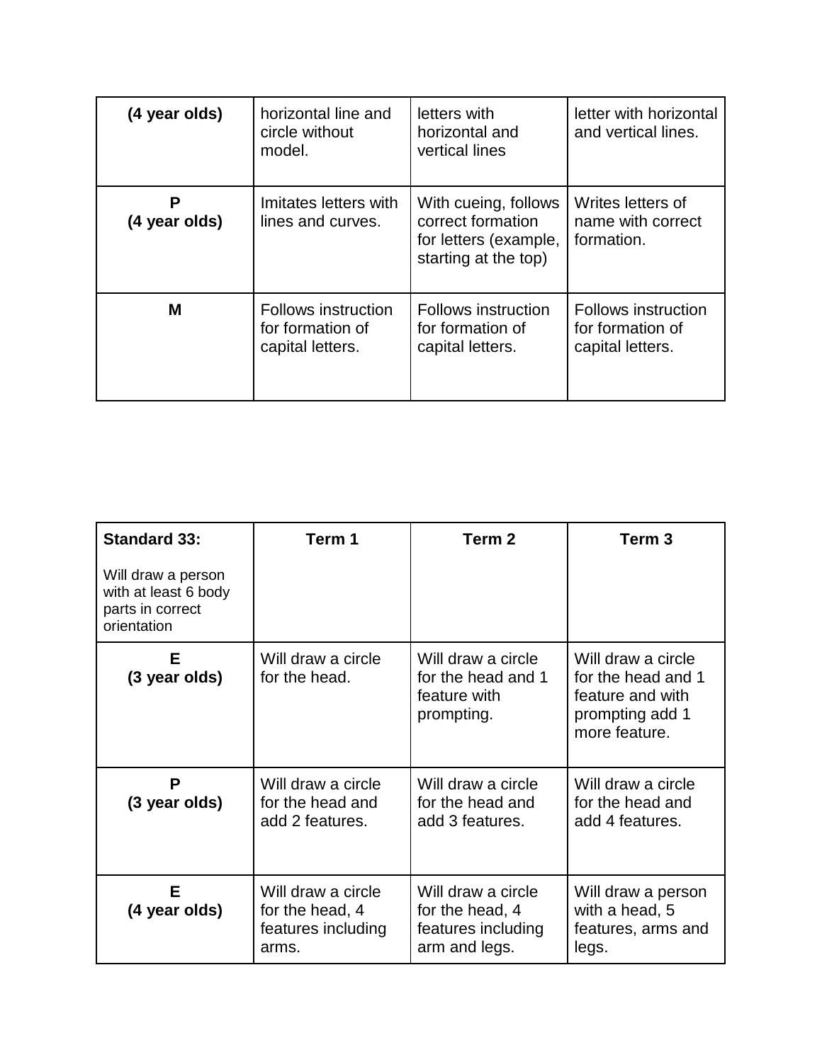| (4 year olds) | horizontal line and circle without model. | letters with horizontal and vertical lines | letter with horizontal and vertical lines. |
|---|---|---|---|
| **P (4 year olds)** | Imitates letters with lines and curves. | With cueing, follows correct formation for letters (example, starting at the top) | Writes letters of name with correct formation. |
| **M** | Follows instruction for formation of capital letters. | Follows instruction for formation of capital letters. | Follows instruction for formation of capital letters. |

| **Standard 33:** Will draw a person with at least 6 body parts in correct orientation | **Term 1** | **Term 2** | **Term 3** |
|---|---|---|---|
| **E (3 year olds)** | Will draw a circle for the head. | Will draw a circle for the head and 1 feature with prompting. | Will draw a circle for the head and 1 feature and with prompting add 1 more feature. |
| **P (3 year olds)** | Will draw a circle for the head and add 2 features. | Will draw a circle for the head and add 3 features. | Will draw a circle for the head and add 4 features. |
| **E (4 year olds)** | Will draw a circle for the head, 4 features including arms. | Will draw a circle for the head, 4 features including arm and legs. | Will draw a person with a head, 5 features, arms and legs. |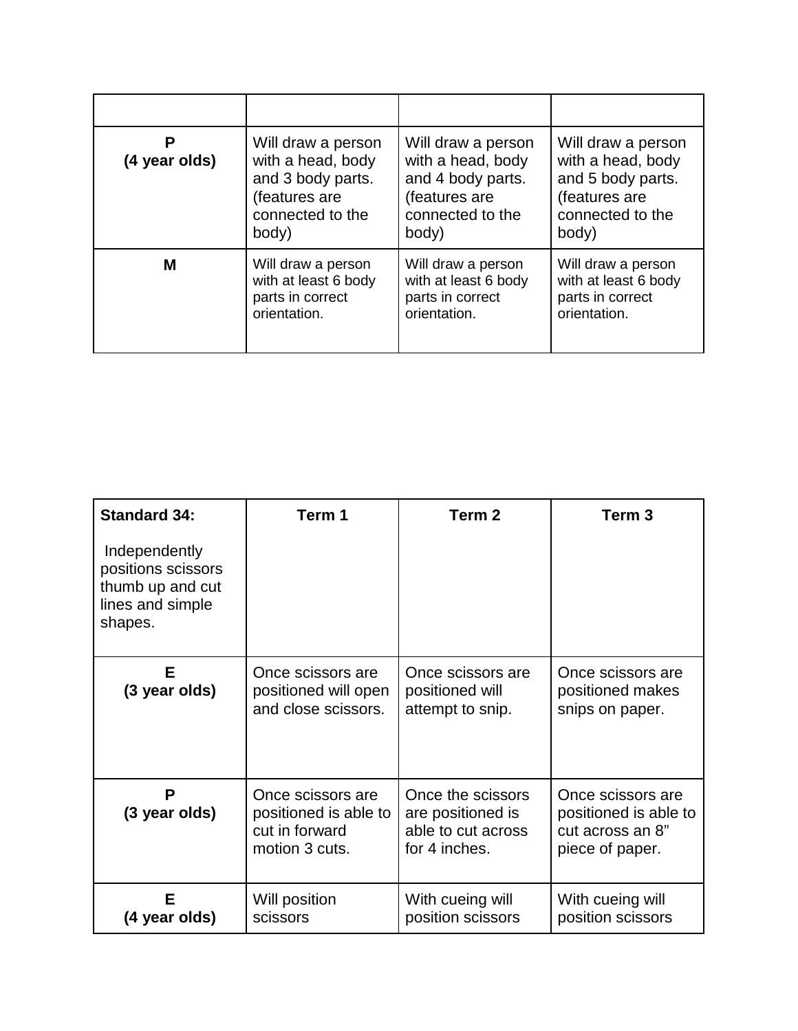| | | | |
|---|---|---|---|
| **P (4 year olds)** | Will draw a person with a head, body and 3 body parts. (features are connected to the body) | Will draw a person with a head, body and 4 body parts. (features are connected to the body) | Will draw a person with a head, body and 5 body parts. (features are connected to the body) |
| **M** | Will draw a person with at least 6 body parts in correct orientation. | Will draw a person with at least 6 body parts in correct orientation. | Will draw a person with at least 6 body parts in correct orientation. |

| **Standard 34:** Independently positions scissors thumb up and cut lines and simple shapes. | **Term 1** | **Term 2** | **Term 3** |
|---|---|---|---|
| **E (3 year olds)** | Once scissors are positioned will open and close scissors. | Once scissors are positioned will attempt to snip. | Once scissors are positioned makes snips on paper. |
| **P (3 year olds)** | Once scissors are positioned is able to cut in forward motion 3 cuts. | Once the scissors are positioned is able to cut across for 4 inches. | Once scissors are positioned is able to cut across an 8" piece of paper. |
| **E (4 year olds)** | Will position scissors | With cueing will position scissors | With cueing will position scissors |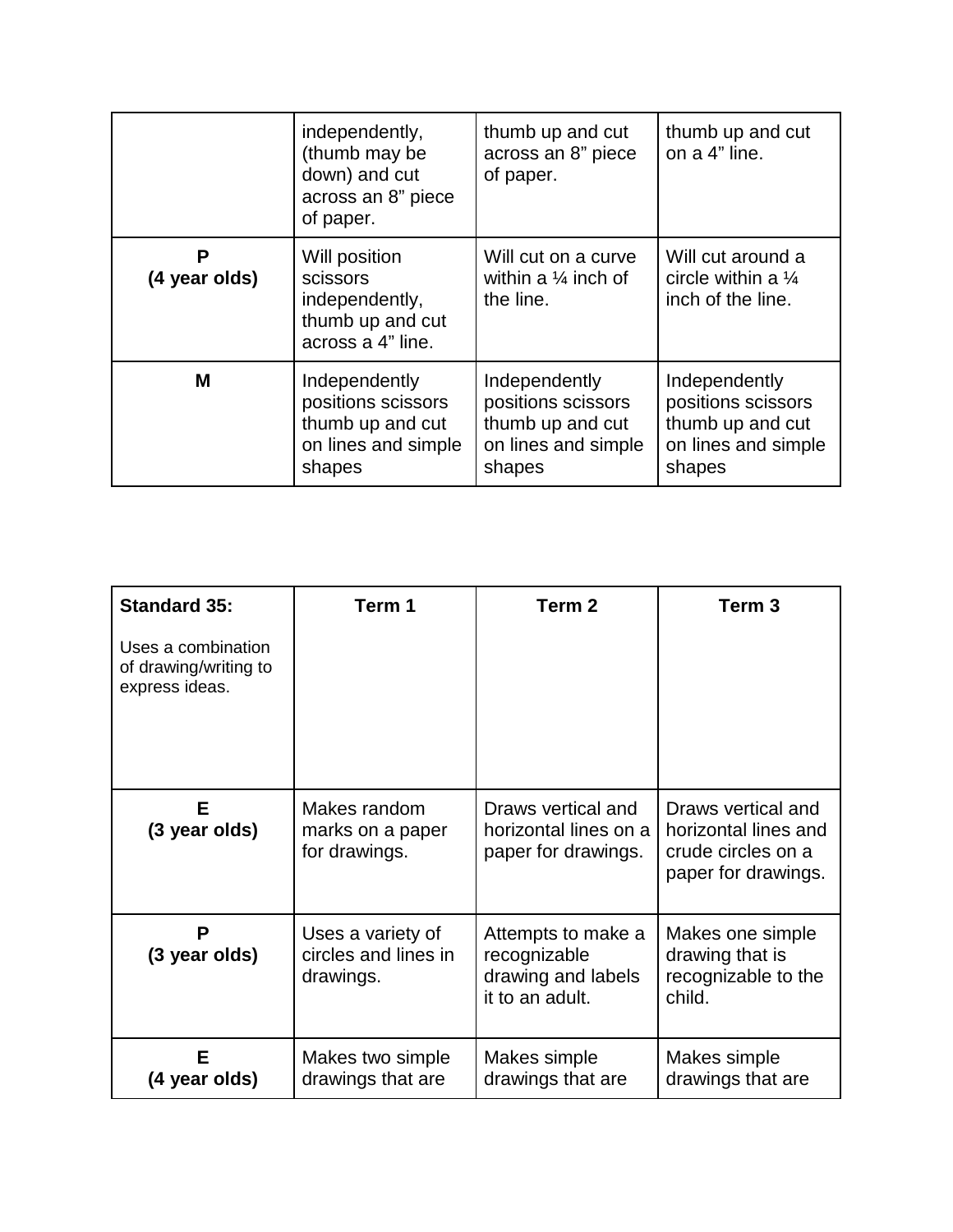| | | | |
|---|---|---|---|
| | independently, (thumb may be down) and cut across an 8" piece of paper. | thumb up and cut across an 8" piece of paper. | thumb up and cut on a 4" line. |
| **P (4 year olds)** | Will position scissors independently, thumb up and cut across a 4" line. | Will cut on a curve within a ¼ inch of the line. | Will cut around a circle within a ¼ inch of the line. |
| **M** | Independently positions scissors thumb up and cut on lines and simple shapes | Independently positions scissors thumb up and cut on lines and simple shapes | Independently positions scissors thumb up and cut on lines and simple shapes |

| **Standard 35:** Uses a combination of drawing/writing to express ideas. | **Term 1** | **Term 2** | **Term 3** |
|---|---|---|---|
| **E (3 year olds)** | Makes random marks on a paper for drawings. | Draws vertical and horizontal lines on a paper for drawings. | Draws vertical and horizontal lines and crude circles on a paper for drawings. |
| **P (3 year olds)** | Uses a variety of circles and lines in drawings. | Attempts to make a recognizable drawing and labels it to an adult. | Makes one simple drawing that is recognizable to the child. |
| **E (4 year olds)** | Makes two simple drawings that are | Makes simple drawings that are | Makes simple drawings that are |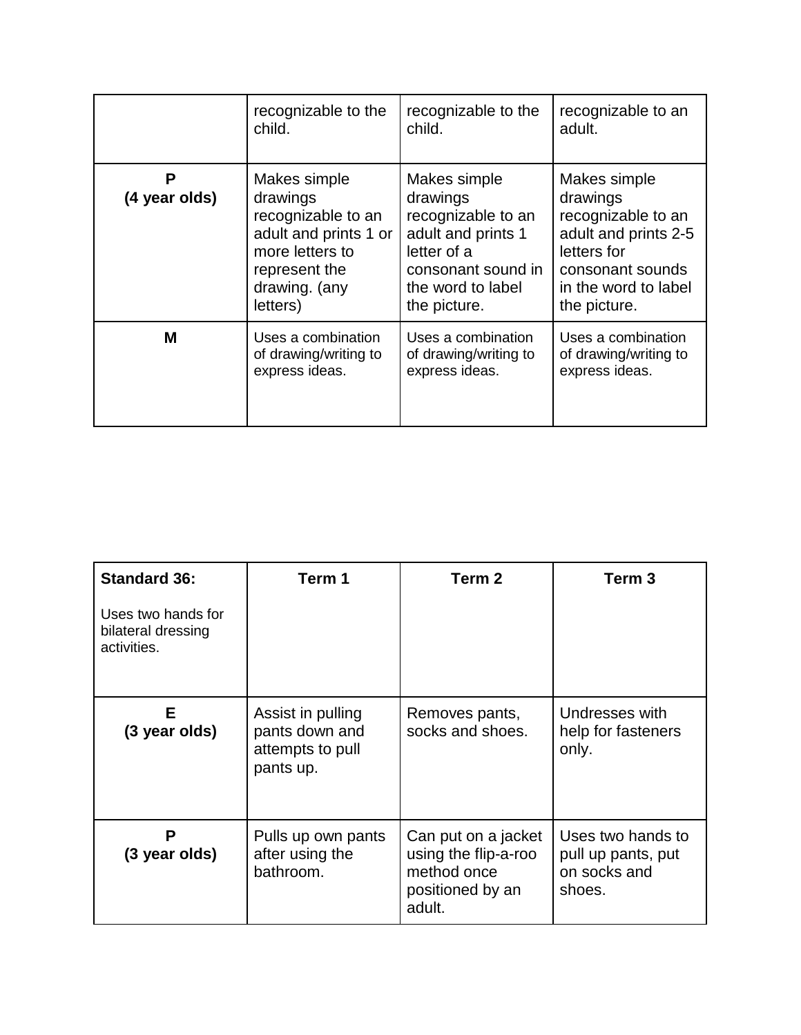|  | recognizable to the child. | recognizable to the child. | recognizable to an adult. |
|---|---|---|---|
| **P (4 year olds)** | Makes simple drawings recognizable to an adult and prints 1 or more letters to represent the drawing. (any letters) | Makes simple drawings recognizable to an adult and prints 1 letter of a consonant sound in the word to label the picture. | Makes simple drawings recognizable to an adult and prints 2-5 letters for consonant sounds in the word to label the picture. |
| **M** | Uses a combination of drawing/writing to express ideas. | Uses a combination of drawing/writing to express ideas. | Uses a combination of drawing/writing to express ideas. |

| **Standard 36:** Uses two hands for bilateral dressing activities. | **Term 1** | **Term 2** | **Term 3** |
|---|---|---|---|
| **E (3 year olds)** | Assist in pulling pants down and attempts to pull pants up. | Removes pants, socks and shoes. | Undresses with help for fasteners only. |
| **P (3 year olds)** | Pulls up own pants after using the bathroom. | Can put on a jacket using the flip-a-roo method once positioned by an adult. | Uses two hands to pull up pants, put on socks and shoes. |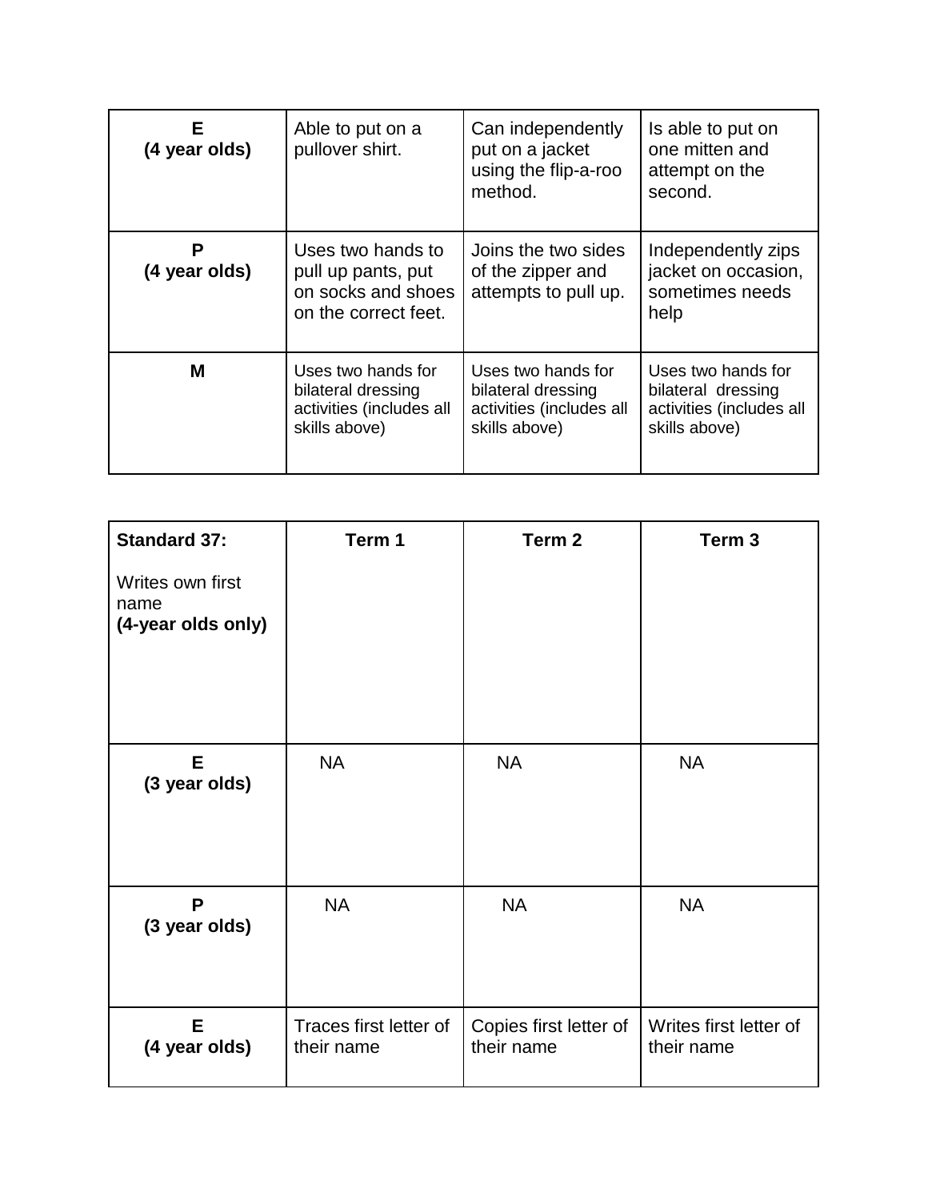| **E (4 year olds)** | Able to put on a pullover shirt. | Can independently put on a jacket using the flip-a-roo method. | Is able to put on one mitten and attempt on the second. |
|---|---|---|---|
| **P (4 year olds)** | Uses two hands to pull up pants, put on socks and shoes on the correct feet. | Joins the two sides of the zipper and attempts to pull up. | Independently zips jacket on occasion, sometimes needs help |
| **M** | Uses two hands for bilateral dressing activities (includes all skills above) | Uses two hands for bilateral dressing activities (includes all skills above) | Uses two hands for bilateral dressing activities (includes all skills above) |

| **Standard 37:** Writes own first name **(4-year olds only)** | **Term 1** | **Term 2** | **Term 3** |
|---|---|---|---|
| **E (3 year olds)** | NA | NA | NA |
| **P (3 year olds)** | NA | NA | NA |
| **E (4 year olds)** | Traces first letter of their name | Copies first letter of their name | Writes first letter of their name |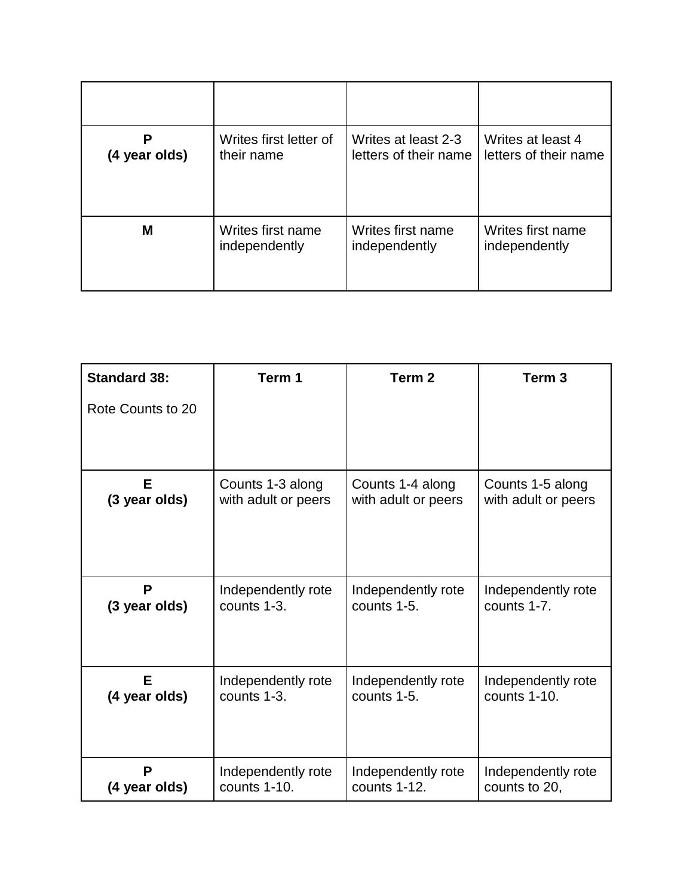| | | | |
|---|---|---|---|
| **P (4 year olds)** | Writes first letter of their name | Writes at least 2-3 letters of their name | Writes at least 4 letters of their name |
| **M** | Writes first name independently | Writes first name independently | Writes first name independently |

| **Standard 38:** Rote Counts to 20 | **Term 1** | **Term 2** | **Term 3** |
|---|---|---|---|
| **E (3 year olds)** | Counts 1-3 along with adult or peers | Counts 1-4 along with adult or peers | Counts 1-5 along with adult or peers |
| **P (3 year olds)** | Independently rote counts 1-3. | Independently rote counts 1-5. | Independently rote counts 1-7. |
| **E (4 year olds)** | Independently rote counts 1-3. | Independently rote counts 1-5. | Independently rote counts 1-10. |
| **P (4 year olds)** | Independently rote counts 1-10. | Independently rote counts 1-12. | Independently rote counts to 20, |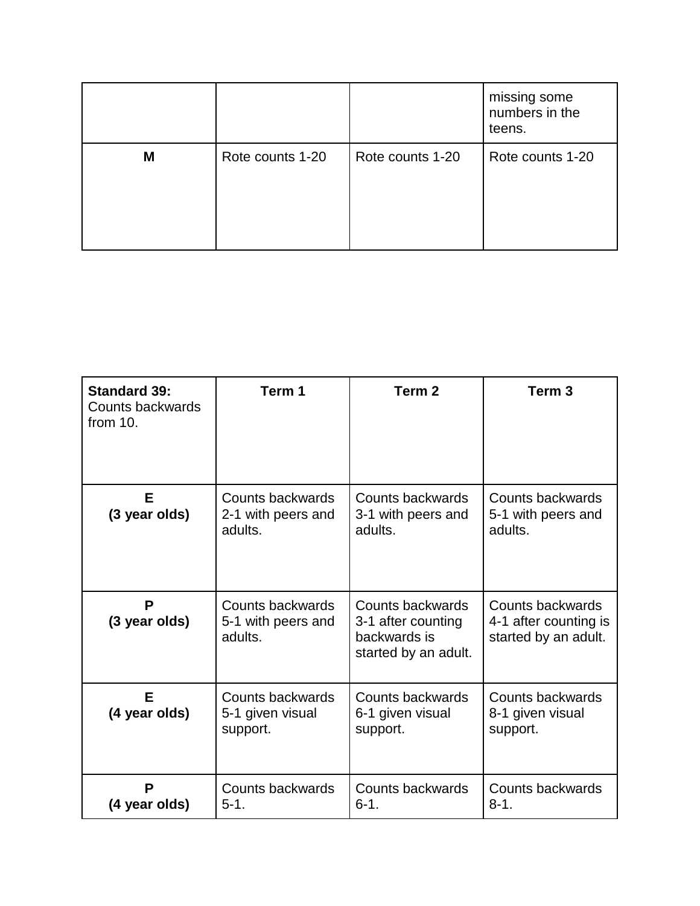| | | | |
|---|---|---|---|
| | | | missing some numbers in the teens. |
| **M** | Rote counts 1-20 | Rote counts 1-20 | Rote counts 1-20 |

| **Standard 39:** Counts backwards from 10. | **Term 1** | **Term 2** | **Term 3** |
|---|---|---|---|
| **E (3 year olds)** | Counts backwards 2-1 with peers and adults. | Counts backwards 3-1 with peers and adults. | Counts backwards 5-1 with peers and adults. |
| **P (3 year olds)** | Counts backwards 5-1 with peers and adults. | Counts backwards 3-1 after counting backwards is started by an adult. | Counts backwards 4-1 after counting is started by an adult. |
| **E (4 year olds)** | Counts backwards 5-1 given visual support. | Counts backwards 6-1 given visual support. | Counts backwards 8-1 given visual support. |
| **P (4 year olds)** | Counts backwards 5-1. | Counts backwards 6-1. | Counts backwards 8-1. |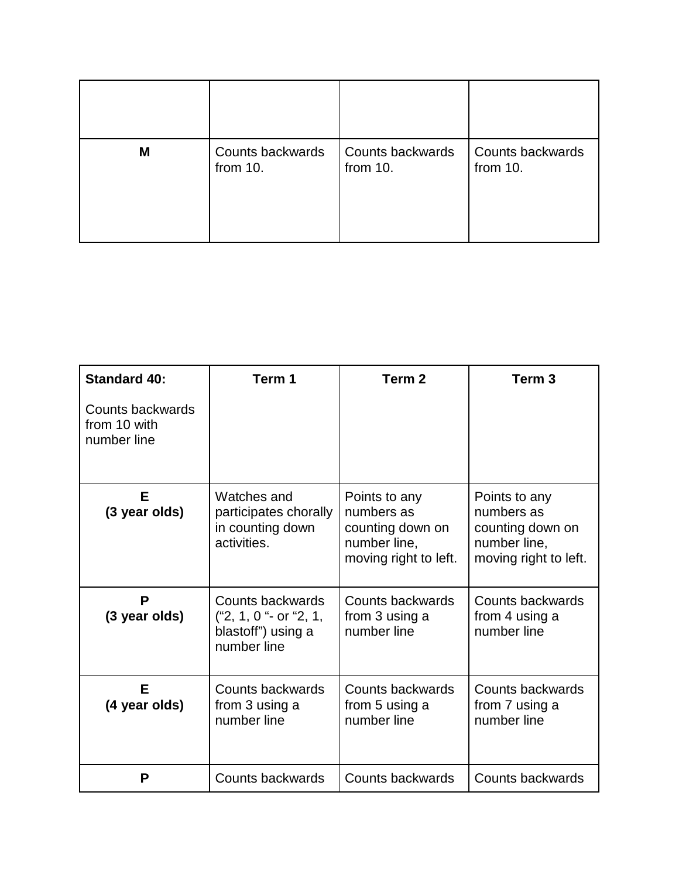| | | | |
|---|---|---|---|
| **M** | Counts backwards from 10. | Counts backwards from 10. | Counts backwards from 10. |

| **Standard 40:** Counts backwards from 10 with number line | **Term 1** | **Term 2** | **Term 3** |
|---|---|---|---|
| **E (3 year olds)** | Watches and participates chorally in counting down activities. | Points to any numbers as counting down on number line, moving right to left. | Points to any numbers as counting down on number line, moving right to left. |
| **P (3 year olds)** | Counts backwards ("2, 1, 0 "- or "2, 1, blastoff") using a number line | Counts backwards from 3 using a number line | Counts backwards from 4 using a number line |
| **E (4 year olds)** | Counts backwards from 3 using a number line | Counts backwards from 5 using a number line | Counts backwards from 7 using a number line |
| **P** | Counts backwards | Counts backwards | Counts backwards |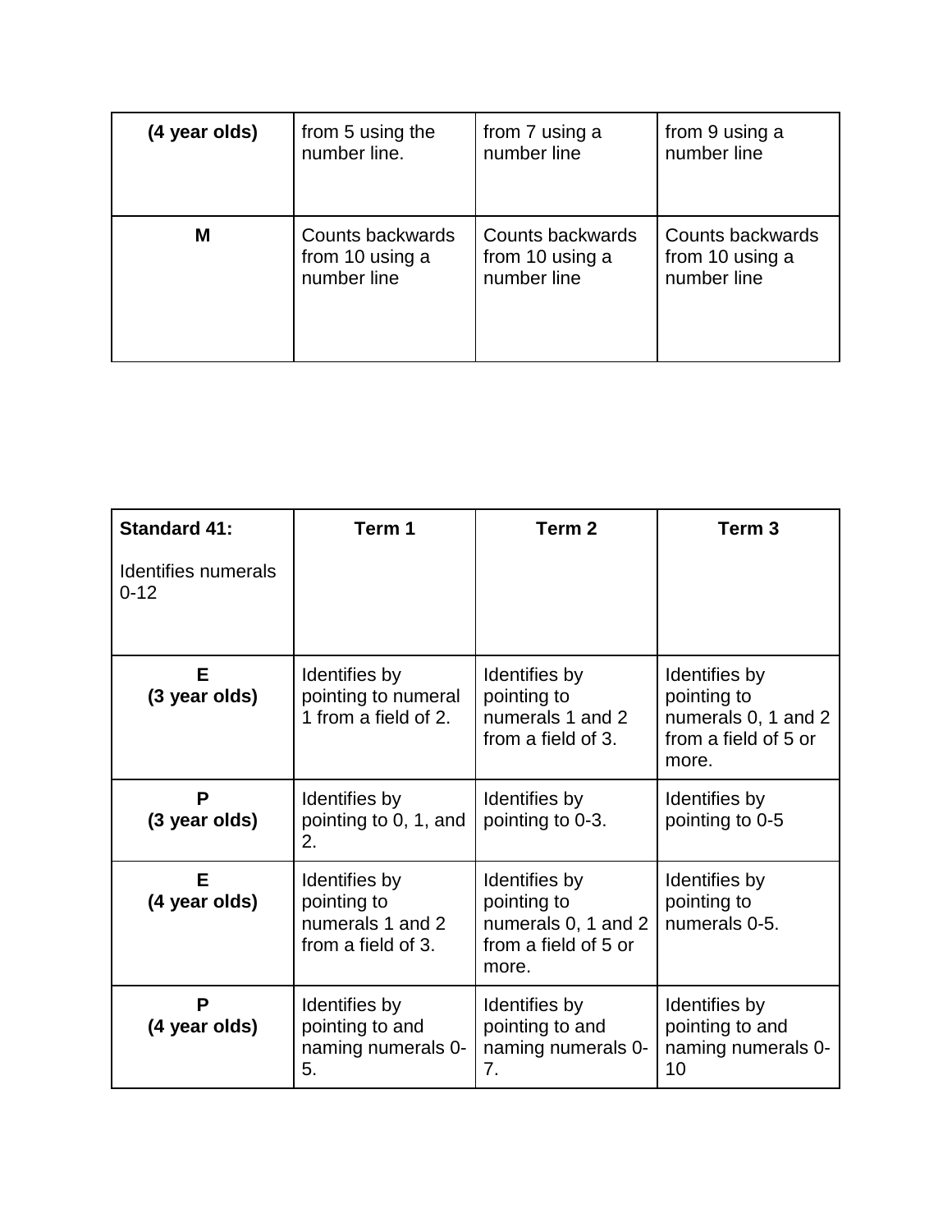| (4 year olds) | from 5 using the number line. | from 7 using a number line | from 9 using a number line |
|---|---|---|---|
| M | Counts backwards from 10 using a number line | Counts backwards from 10 using a number line | Counts backwards from 10 using a number line |

| Standard 41: Identifies numerals 0-12 | Term 1 | Term 2 | Term 3 |
|---|---|---|---|
| E (3 year olds) | Identifies by pointing to numeral 1 from a field of 2. | Identifies by pointing to numerals 1 and 2 from a field of 3. | Identifies by pointing to numerals 0, 1 and 2 from a field of 5 or more. |
| P (3 year olds) | Identifies by pointing to 0, 1, and 2. | Identifies by pointing to 0-3. | Identifies by pointing to 0-5 |
| E (4 year olds) | Identifies by pointing to numerals 1 and 2 from a field of 3. | Identifies by pointing to numerals 0, 1 and 2 from a field of 5 or more. | Identifies by pointing to numerals 0-5. |
| P (4 year olds) | Identifies by pointing to and naming numerals 0-5. | Identifies by pointing to and naming numerals 0-7. | Identifies by pointing to and naming numerals 0-10 |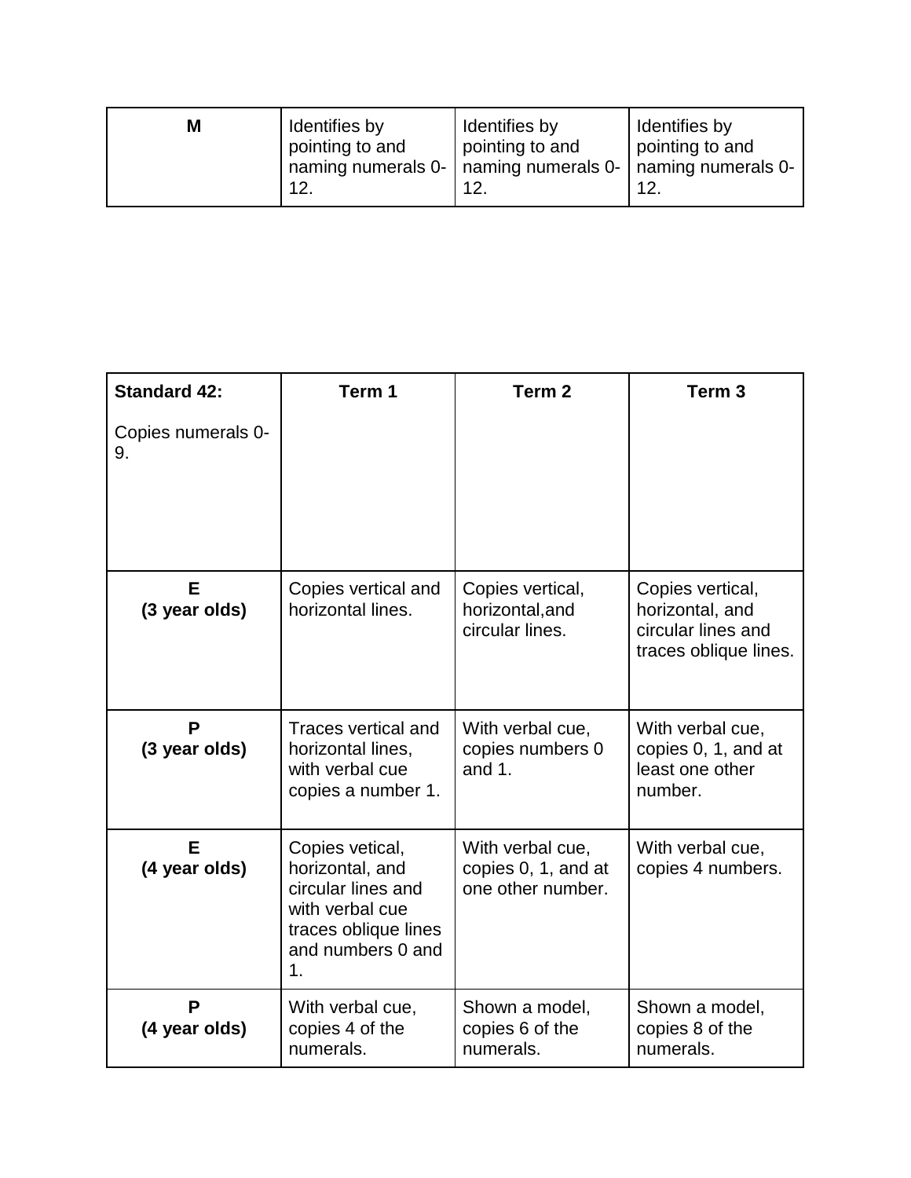| M | Identifies by pointing to and naming numerals 0-12. | Identifies by pointing to and naming numerals 0-12. | Identifies by pointing to and naming numerals 0-12. |
| --- | --- | --- | --- |

| **Standard 42:** Copies numerals 0-9. | **Term 1** | **Term 2** | **Term 3** |
| --- | --- | --- | --- |
| **E (3 year olds)** | Copies vertical and horizontal lines. | Copies vertical, horizontal,and circular lines. | Copies vertical, horizontal, and circular lines and traces oblique lines. |
| **P (3 year olds)** | Traces vertical and horizontal lines, with verbal cue copies a number 1. | With verbal cue, copies numbers 0 and 1. | With verbal cue, copies 0, 1, and at least one other number. |
| **E (4 year olds)** | Copies vetical, horizontal, and circular lines and with verbal cue traces oblique lines and numbers 0 and 1. | With verbal cue, copies 0, 1, and at one other number. | With verbal cue, copies 4 numbers. |
| **P (4 year olds)** | With verbal cue, copies 4 of the numerals. | Shown a model, copies 6 of the numerals. | Shown a model, copies 8 of the numerals. |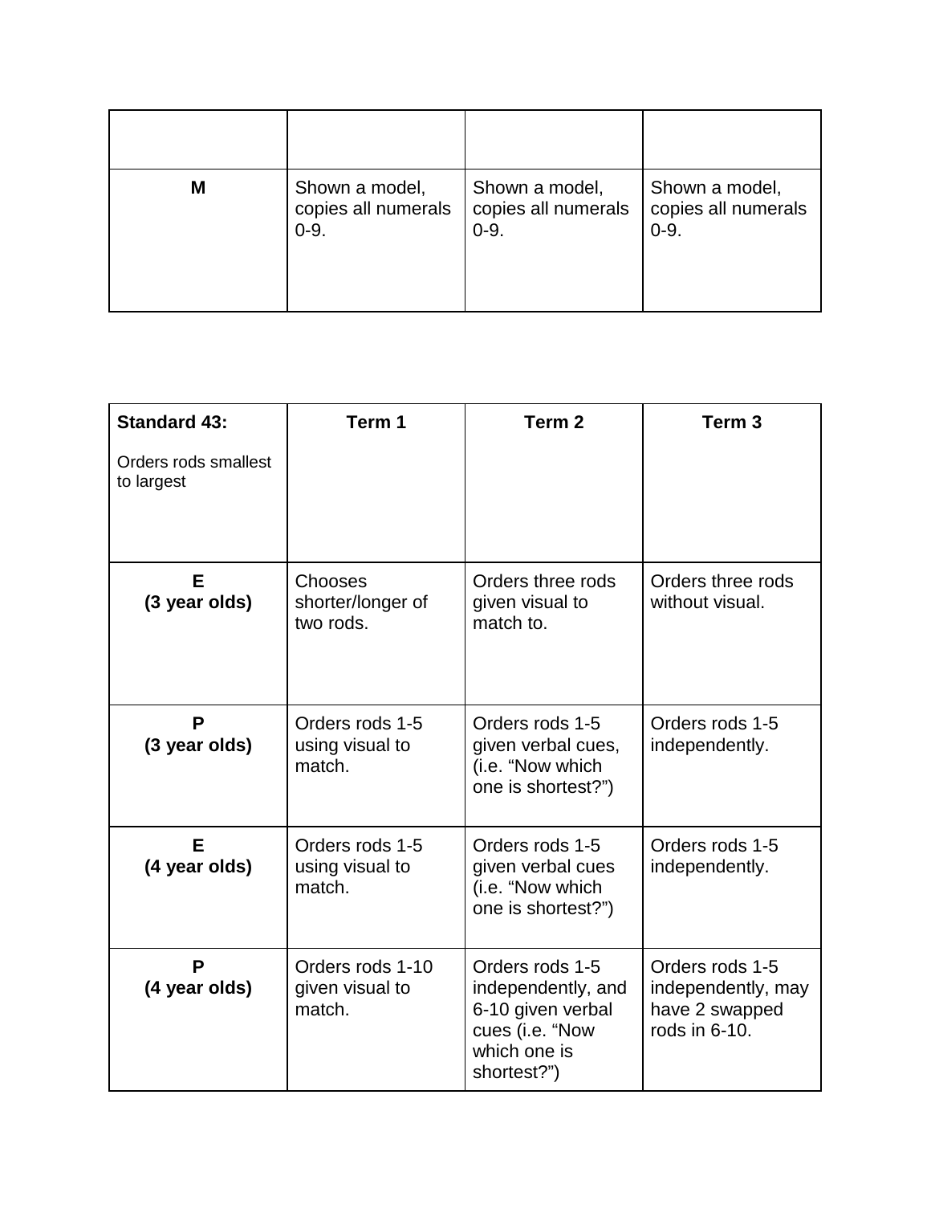| | | | |
|---|---|---|---|
| **M** | Shown a model, copies all numerals 0-9. | Shown a model, copies all numerals 0-9. | Shown a model, copies all numerals 0-9. |

| **Standard 43:** Orders rods smallest to largest | **Term 1** | **Term 2** | **Term 3** |
|---|---|---|---|
| **E (3 year olds)** | Chooses shorter/longer of two rods. | Orders three rods given visual to match to. | Orders three rods without visual. |
| **P (3 year olds)** | Orders rods 1-5 using visual to match. | Orders rods 1-5 given verbal cues, (i.e. "Now which one is shortest?") | Orders rods 1-5 independently. |
| **E (4 year olds)** | Orders rods 1-5 using visual to match. | Orders rods 1-5 given verbal cues (i.e. "Now which one is shortest?") | Orders rods 1-5 independently. |
| **P (4 year olds)** | Orders rods 1-10 given visual to match. | Orders rods 1-5 independently, and 6-10 given verbal cues (i.e. "Now which one is shortest?") | Orders rods 1-5 independently, may have 2 swapped rods in 6-10. |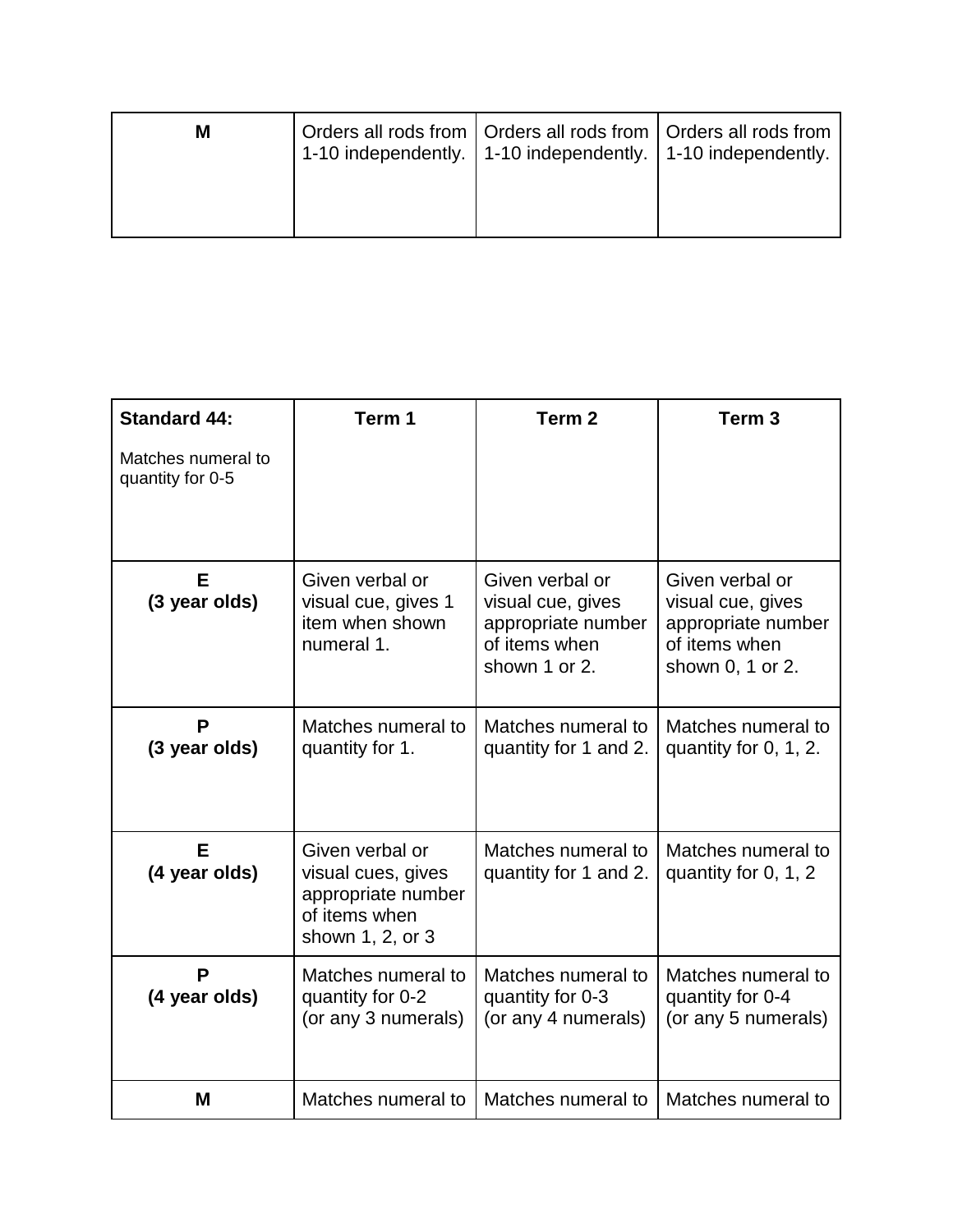| M | Orders all rods from 1-10 independently. | Orders all rods from 1-10 independently. | Orders all rods from 1-10 independently. |
|---|---|---|---|

| **Standard 44:** Matches numeral to quantity for 0-5 | **Term 1** | **Term 2** | **Term 3** |
|---|---|---|---|
| **E (3 year olds)** | Given verbal or visual cue, gives 1 item when shown numeral 1. | Given verbal or visual cue, gives appropriate number of items when shown 1 or 2. | Given verbal or visual cue, gives appropriate number of items when shown 0, 1 or 2. |
| **P (3 year olds)** | Matches numeral to quantity for 1. | Matches numeral to quantity for 1 and 2. | Matches numeral to quantity for 0, 1, 2. |
| **E (4 year olds)** | Given verbal or visual cues, gives appropriate number of items when shown 1, 2, or 3 | Matches numeral to quantity for 1 and 2. | Matches numeral to quantity for 0, 1, 2 |
| **P (4 year olds)** | Matches numeral to quantity for 0-2 (or any 3 numerals) | Matches numeral to quantity for 0-3 (or any 4 numerals) | Matches numeral to quantity for 0-4 (or any 5 numerals) |
| **M** | Matches numeral to | Matches numeral to | Matches numeral to |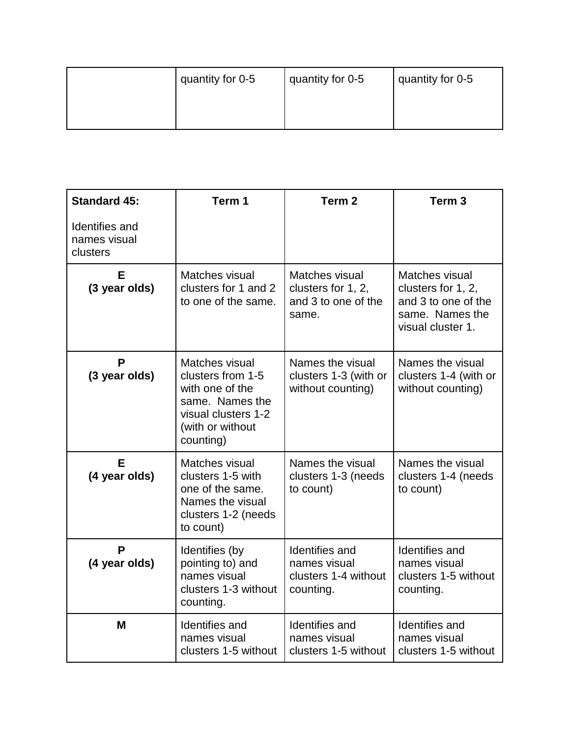|  | quantity for 0-5 | quantity for 0-5 | quantity for 0-5 |
|---|---|---|---|

| **Standard 45:** Identifies and names visual clusters | **Term 1** | **Term 2** | **Term 3** |
|---|---|---|---|
| **E (3 year olds)** | Matches visual clusters for 1 and 2 to one of the same. | Matches visual clusters for 1, 2, and 3 to one of the same. | Matches visual clusters for 1, 2, and 3 to one of the same. Names the visual cluster 1. |
| **P (3 year olds)** | Matches visual clusters from 1-5 with one of the same. Names the visual clusters 1-2 (with or without counting) | Names the visual clusters 1-3 (with or without counting) | Names the visual clusters 1-4 (with or without counting) |
| **E (4 year olds)** | Matches visual clusters 1-5 with one of the same. Names the visual clusters 1-2 (needs to count) | Names the visual clusters 1-3 (needs to count) | Names the visual clusters 1-4 (needs to count) |
| **P (4 year olds)** | Identifies (by pointing to) and names visual clusters 1-3 without counting. | Identifies and names visual clusters 1-4 without counting. | Identifies and names visual clusters 1-5 without counting. |
| **M** | Identifies and names visual clusters 1-5 without | Identifies and names visual clusters 1-5 without | Identifies and names visual clusters 1-5 without |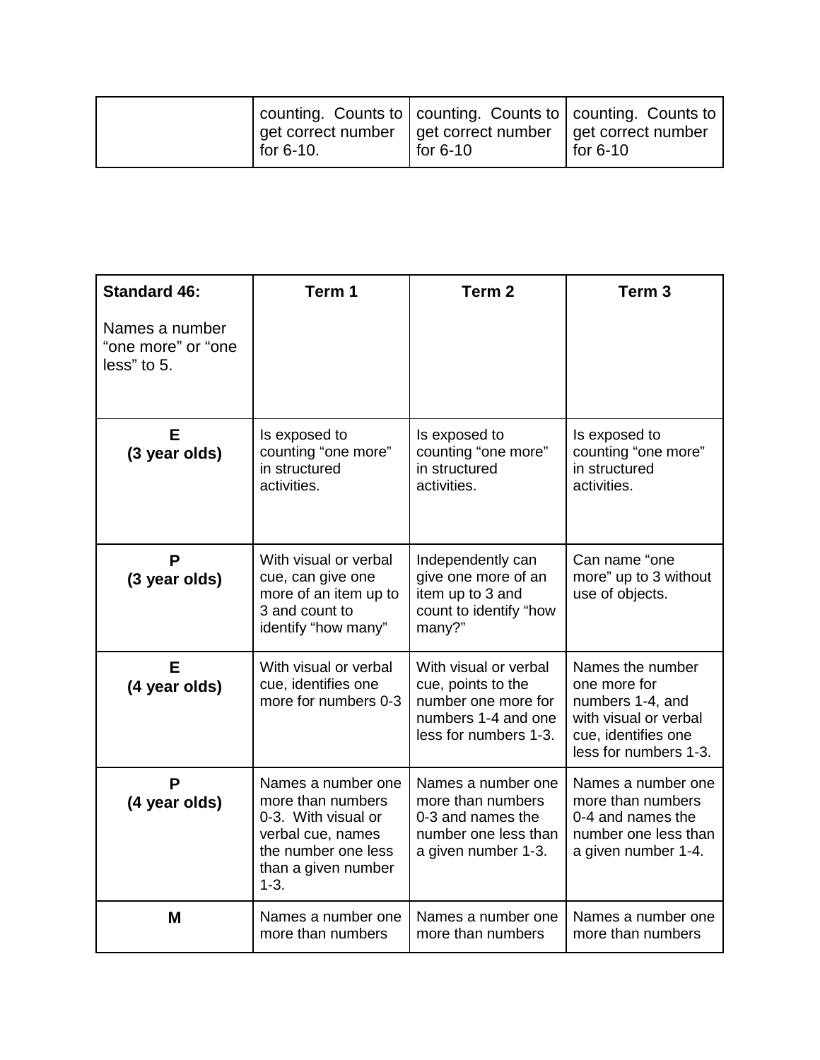|  |  |  |  |
|---|---|---|---|
|  | counting. Counts to get correct number for 6-10. | counting. Counts to get correct number for 6-10 | counting. Counts to get correct number for 6-10 |

| **Standard 46:** Names a number "one more" or "one less" to 5. | **Term 1** | **Term 2** | **Term 3** |
|---|---|---|---|
| **E (3 year olds)** | Is exposed to counting "one more" in structured activities. | Is exposed to counting "one more" in structured activities. | Is exposed to counting "one more" in structured activities. |
| **P (3 year olds)** | With visual or verbal cue, can give one more of an item up to 3 and count to identify "how many" | Independently can give one more of an item up to 3 and count to identify "how many?" | Can name "one more" up to 3 without use of objects. |
| **E (4 year olds)** | With visual or verbal cue, identifies one more for numbers 0-3 | With visual or verbal cue, points to the number one more for numbers 1-4 and one less for numbers 1-3. | Names the number one more for numbers 1-4, and with visual or verbal cue, identifies one less for numbers 1-3. |
| **P (4 year olds)** | Names a number one more than numbers 0-3. With visual or verbal cue, names the number one less than a given number 1-3. | Names a number one more than numbers 0-3 and names the number one less than a given number 1-3. | Names a number one more than numbers 0-4 and names the number one less than a given number 1-4. |
| **M** | Names a number one more than numbers | Names a number one more than numbers | Names a number one more than numbers |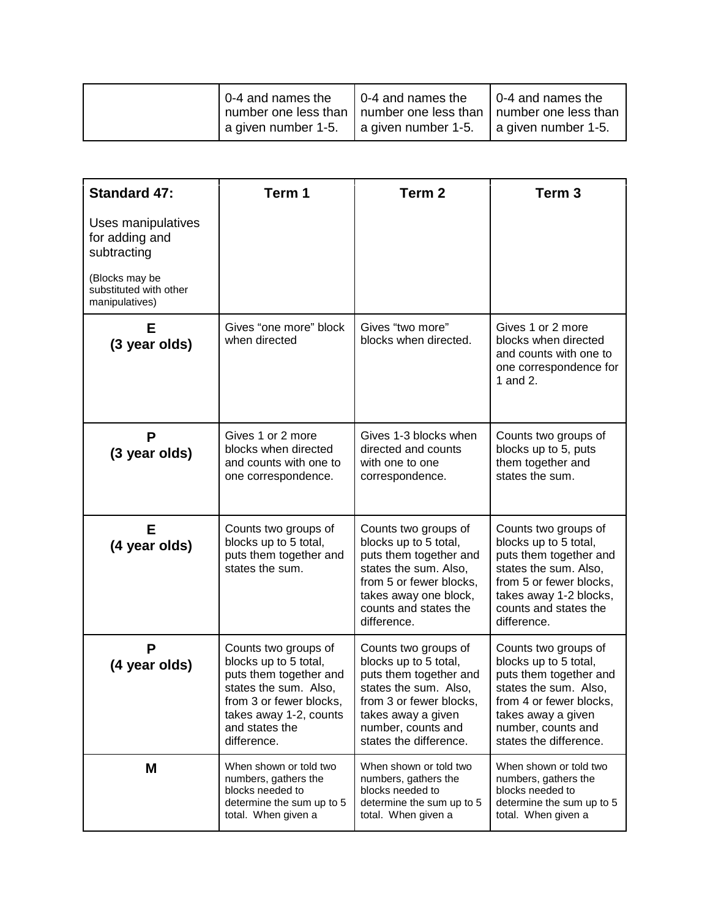| | | | |
|---|---|---|---|
| | 0-4 and names the number one less than a given number 1-5. | 0-4 and names the number one less than a given number 1-5. | 0-4 and names the number one less than a given number 1-5. |

| **Standard 47:** Uses manipulatives for adding and subtracting (Blocks may be substituted with other manipulatives) | **Term 1** | **Term 2** | **Term 3** |
|---|---|---|---|
| **E (3 year olds)** | Gives "one more" block when directed | Gives "two more" blocks when directed. | Gives 1 or 2 more blocks when directed and counts with one to one correspondence for 1 and 2. |
| **P (3 year olds)** | Gives 1 or 2 more blocks when directed and counts with one to one correspondence. | Gives 1-3 blocks when directed and counts with one to one correspondence. | Counts two groups of blocks up to 5, puts them together and states the sum. |
| **E (4 year olds)** | Counts two groups of blocks up to 5 total, puts them together and states the sum. | Counts two groups of blocks up to 5 total, puts them together and states the sum. Also, from 5 or fewer blocks, takes away one block, counts and states the difference. | Counts two groups of blocks up to 5 total, puts them together and states the sum. Also, from 5 or fewer blocks, takes away 1-2 blocks, counts and states the difference. |
| **P (4 year olds)** | Counts two groups of blocks up to 5 total, puts them together and states the sum. Also, from 3 or fewer blocks, takes away 1-2, counts and states the difference. | Counts two groups of blocks up to 5 total, puts them together and states the sum. Also, from 3 or fewer blocks, takes away a given number, counts and states the difference. | Counts two groups of blocks up to 5 total, puts them together and states the sum. Also, from 4 or fewer blocks, takes away a given number, counts and states the difference. |
| **M** | When shown or told two numbers, gathers the blocks needed to determine the sum up to 5 total. When given a | When shown or told two numbers, gathers the blocks needed to determine the sum up to 5 total. When given a | When shown or told two numbers, gathers the blocks needed to determine the sum up to 5 total. When given a |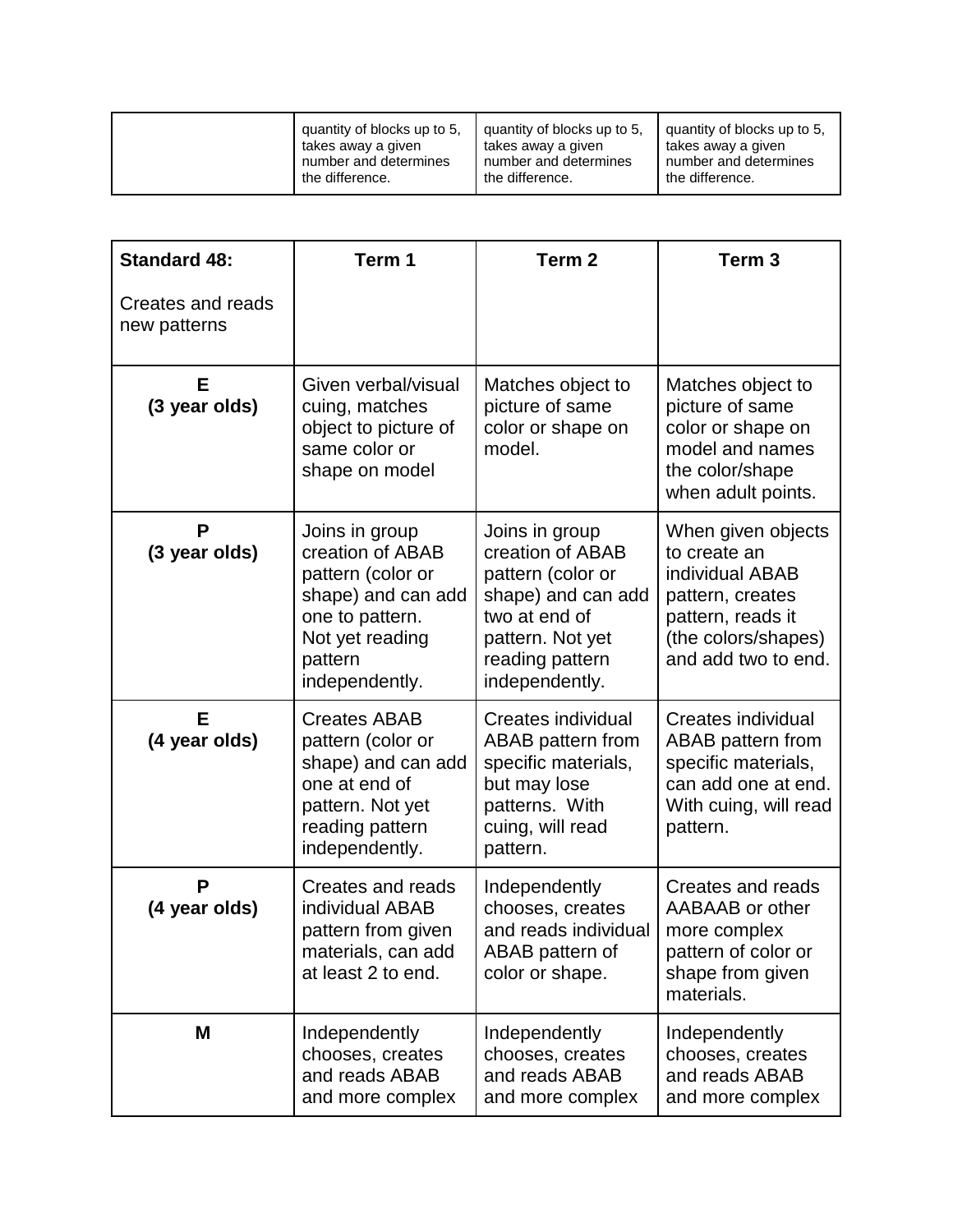| | | | |
|---|---|---|---|
| | quantity of blocks up to 5, takes away a given number and determines the difference. | quantity of blocks up to 5, takes away a given number and determines the difference. | quantity of blocks up to 5, takes away a given number and determines the difference. |

| **Standard 48:** Creates and reads new patterns | **Term 1** | **Term 2** | **Term 3** |
|---|---|---|---|
| **E (3 year olds)** | Given verbal/visual cuing, matches object to picture of same color or shape on model | Matches object to picture of same color or shape on model. | Matches object to picture of same color or shape on model and names the color/shape when adult points. |
| **P (3 year olds)** | Joins in group creation of ABAB pattern (color or shape) and can add one to pattern. Not yet reading pattern independently. | Joins in group creation of ABAB pattern (color or shape) and can add two at end of pattern. Not yet reading pattern independently. | When given objects to create an individual ABAB pattern, creates pattern, reads it (the colors/shapes) and add two to end. |
| **E (4 year olds)** | Creates ABAB pattern (color or shape) and can add one at end of pattern. Not yet reading pattern independently. | Creates individual ABAB pattern from specific materials, but may lose patterns. With cuing, will read pattern. | Creates individual ABAB pattern from specific materials, can add one at end. With cuing, will read pattern. |
| **P (4 year olds)** | Creates and reads individual ABAB pattern from given materials, can add at least 2 to end. | Independently chooses, creates and reads individual ABAB pattern of color or shape. | Creates and reads AABAAB or other more complex pattern of color or shape from given materials. |
| **M** | Independently chooses, creates and reads ABAB and more complex | Independently chooses, creates and reads ABAB and more complex | Independently chooses, creates and reads ABAB and more complex |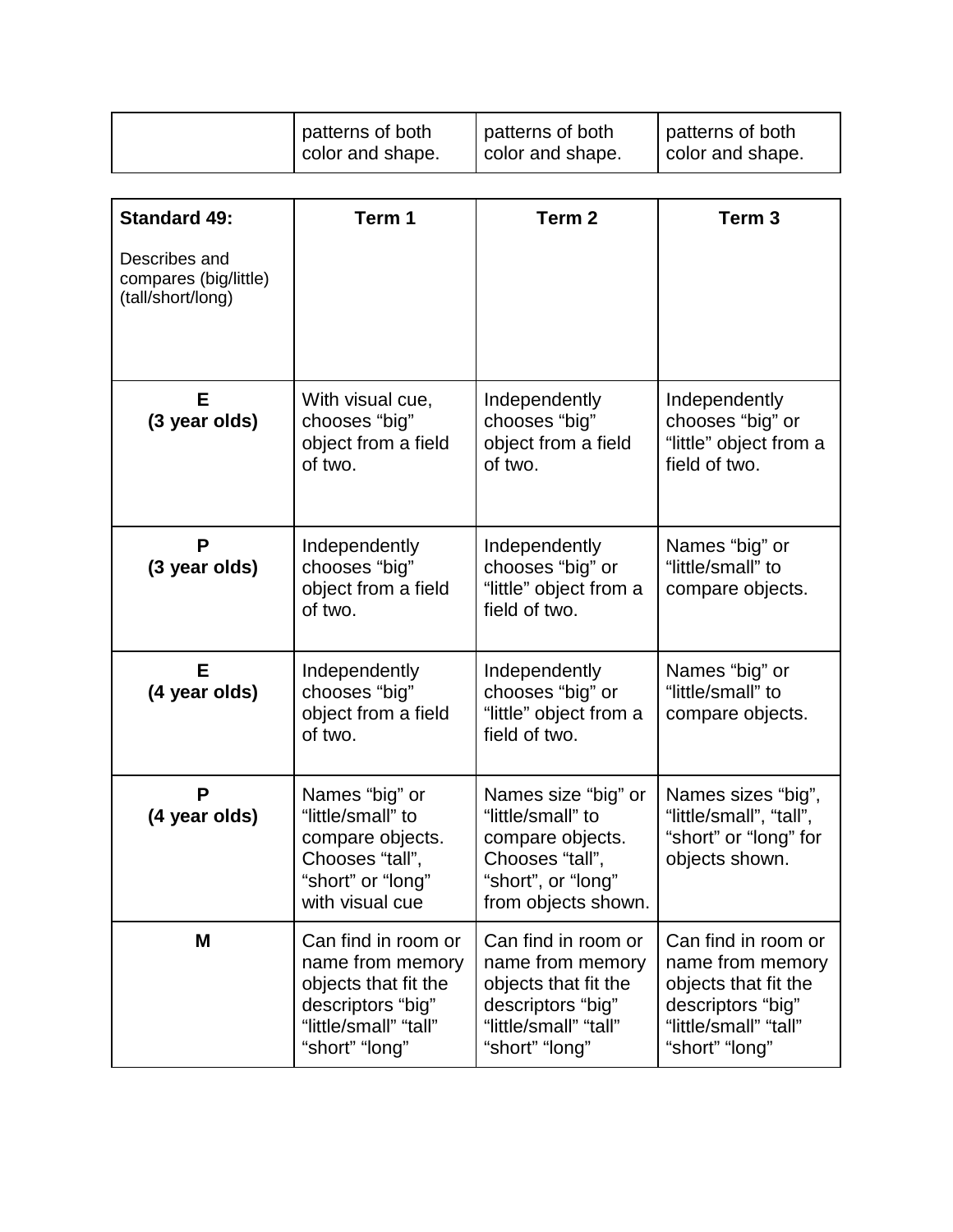| | patterns of both color and shape. | patterns of both color and shape. | patterns of both color and shape. |
|---|---|---|---|

| **Standard 49:** Describes and compares (big/little) (tall/short/long) | **Term 1** | **Term 2** | **Term 3** |
|---|---|---|---|
| **E (3 year olds)** | With visual cue, chooses "big" object from a field of two. | Independently chooses "big" object from a field of two. | Independently chooses "big" or "little" object from a field of two. |
| **P (3 year olds)** | Independently chooses "big" object from a field of two. | Independently chooses "big" or "little" object from a field of two. | Names "big" or "little/small" to compare objects. |
| **E (4 year olds)** | Independently chooses "big" object from a field of two. | Independently chooses "big" or "little" object from a field of two. | Names "big" or "little/small" to compare objects. |
| **P (4 year olds)** | Names "big" or "little/small" to compare objects. Chooses "tall", "short" or "long" with visual cue | Names size "big" or "little/small" to compare objects. Chooses "tall", "short", or "long" from objects shown. | Names sizes "big", "little/small", "tall", "short" or "long" for objects shown. |
| **M** | Can find in room or name from memory objects that fit the descriptors "big" "little/small" "tall" "short" "long" | Can find in room or name from memory objects that fit the descriptors "big" "little/small" "tall" "short" "long" | Can find in room or name from memory objects that fit the descriptors "big" "little/small" "tall" "short" "long" |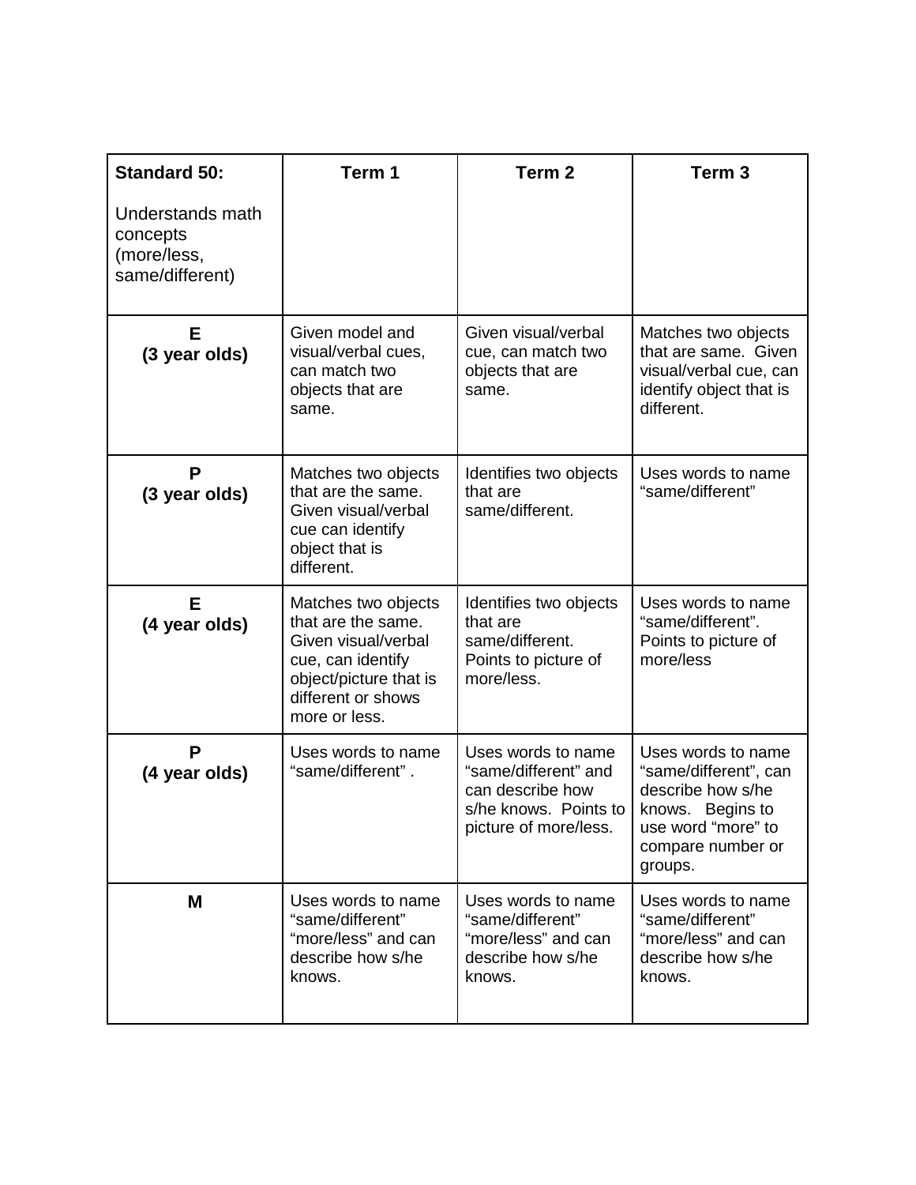| **Standard 50:** Understands math concepts (more/less, same/different) | **Term 1** | **Term 2** | **Term 3** |
|---|---|---|---|
| **E (3 year olds)** | Given model and visual/verbal cues, can match two objects that are same. | Given visual/verbal cue, can match two objects that are same. | Matches two objects that are same. Given visual/verbal cue, can identify object that is different. |
| **P (3 year olds)** | Matches two objects that are the same. Given visual/verbal cue can identify object that is different. | Identifies two objects that are same/different. | Uses words to name "same/different" |
| **E (4 year olds)** | Matches two objects that are the same. Given visual/verbal cue, can identify object/picture that is different or shows more or less. | Identifies two objects that are same/different. Points to picture of more/less. | Uses words to name "same/different". Points to picture of more/less |
| **P (4 year olds)** | Uses words to name "same/different" . | Uses words to name "same/different" and can describe how s/he knows. Points to picture of more/less. | Uses words to name "same/different", can describe how s/he knows. Begins to use word "more" to compare number or groups. |
| **M** | Uses words to name "same/different" "more/less" and can describe how s/he knows. | Uses words to name "same/different" "more/less" and can describe how s/he knows. | Uses words to name "same/different" "more/less" and can describe how s/he knows. |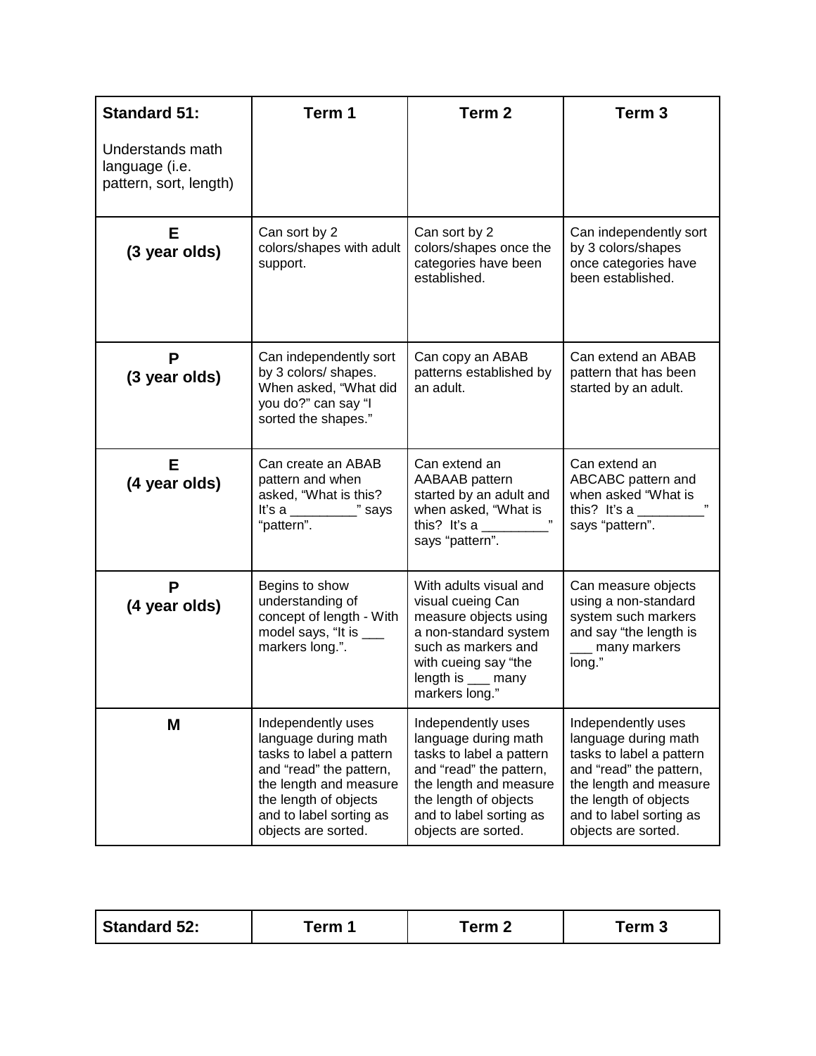| **Standard 51:**<br><br>Understands math language (i.e. pattern, sort, length) | **Term 1** | **Term 2** | **Term 3** |
|---|---|---|---|
| **E**<br>**(3 year olds)** | Can sort by 2 colors/shapes with adult support. | Can sort by 2 colors/shapes once the categories have been established. | Can independently sort by 3 colors/shapes once categories have been established. |
| **P**<br>**(3 year olds)** | Can independently sort by 3 colors/ shapes. When asked, "What did you do?" can say "I sorted the shapes." | Can copy an ABAB patterns established by an adult. | Can extend an ABAB pattern that has been started by an adult. |
| **E**<br>**(4 year olds)** | Can create an ABAB pattern and when asked, "What is this? It's a _________" says "pattern". | Can extend an AABAAB pattern started by an adult and when asked, "What is this? It's a _________" says "pattern". | Can extend an ABCABC pattern and when asked "What is this? It's a _________" says "pattern". |
| **P**<br>**(4 year olds)** | Begins to show understanding of concept of length - With model says, "It is ___ markers long.". | With adults visual and visual cueing Can measure objects using a non-standard system such as markers and with cueing say "the length is ___ many markers long." | Can measure objects using a non-standard system such markers and say "the length is ___ many markers long." |
| **M** | Independently uses language during math tasks to label a pattern and "read" the pattern, the length and measure the length of objects and to label sorting as objects are sorted. | Independently uses language during math tasks to label a pattern and "read" the pattern, the length and measure the length of objects and to label sorting as objects are sorted. | Independently uses language during math tasks to label a pattern and "read" the pattern, the length and measure the length of objects and to label sorting as objects are sorted. |

| **Standard 52:** | **Term 1** | **Term 2** | **Term 3** |
|---|---|---|---|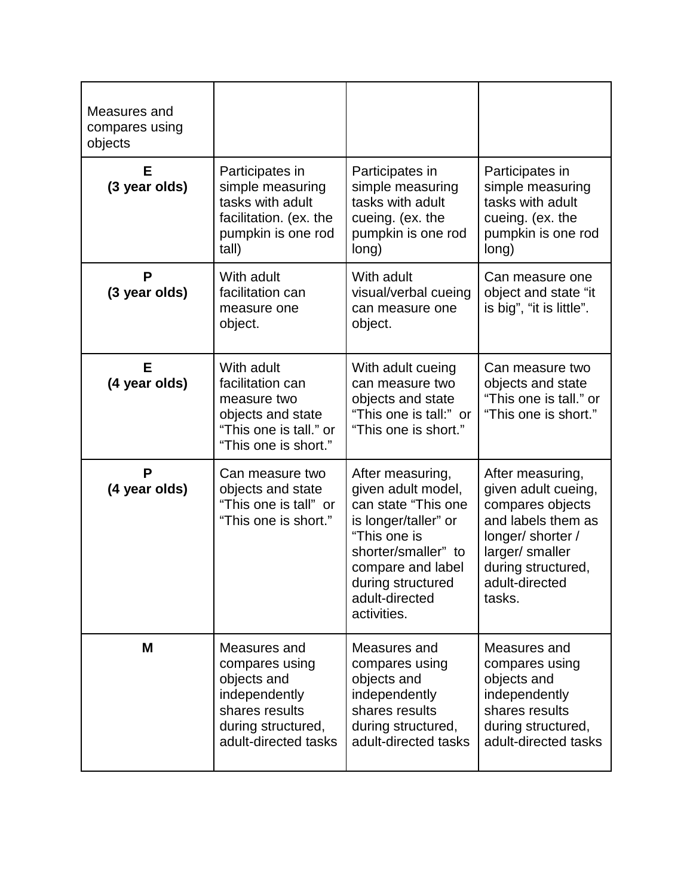| Measures and compares using objects | | | |
|---|---|---|---|
| **E (3 year olds)** | Participates in simple measuring tasks with adult facilitation. (ex. the pumpkin is one rod tall) | Participates in simple measuring tasks with adult cueing. (ex. the pumpkin is one rod long) | Participates in simple measuring tasks with adult cueing. (ex. the pumpkin is one rod long) |
| **P (3 year olds)** | With adult facilitation can measure one object. | With adult visual/verbal cueing can measure one object. | Can measure one object and state “it is big”, “it is little”. |
| **E (4 year olds)** | With adult facilitation can measure two objects and state “This one is tall.” or “This one is short.” | With adult cueing can measure two objects and state “This one is tall:” or “This one is short.” | Can measure two objects and state “This one is tall.” or “This one is short.” |
| **P (4 year olds)** | Can measure two objects and state “This one is tall” or “This one is short.” | After measuring, given adult model, can state “This one is longer/taller” or “This one is shorter/smaller” to compare and label during structured adult-directed activities. | After measuring, given adult cueing, compares objects and labels them as longer/ shorter / larger/ smaller during structured, adult-directed tasks. |
| **M** | Measures and compares using objects and independently shares results during structured, adult-directed tasks | Measures and compares using objects and independently shares results during structured, adult-directed tasks | Measures and compares using objects and independently shares results during structured, adult-directed tasks |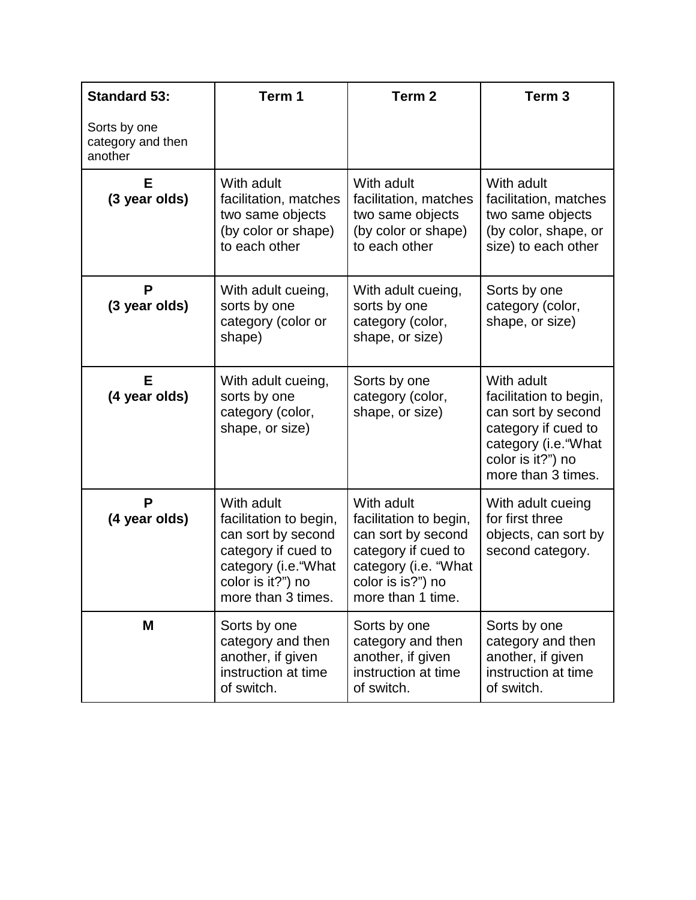| **Standard 53:** Sorts by one category and then another | **Term 1** | **Term 2** | **Term 3** |
|---|---|---|---|
| **E (3 year olds)** | With adult facilitation, matches two same objects (by color or shape) to each other | With adult facilitation, matches two same objects (by color or shape) to each other | With adult facilitation, matches two same objects (by color, shape, or size) to each other |
| **P (3 year olds)** | With adult cueing, sorts by one category (color or shape) | With adult cueing, sorts by one category (color, shape, or size) | Sorts by one category (color, shape, or size) |
| **E (4 year olds)** | With adult cueing, sorts by one category (color, shape, or size) | Sorts by one category (color, shape, or size) | With adult facilitation to begin, can sort by second category if cued to category (i.e."What color is it?") no more than 3 times. |
| **P (4 year olds)** | With adult facilitation to begin, can sort by second category if cued to category (i.e."What color is it?") no more than 3 times. | With adult facilitation to begin, can sort by second category if cued to category (i.e. "What color is is?") no more than 1 time. | With adult cueing for first three objects, can sort by second category. |
| **M** | Sorts by one category and then another, if given instruction at time of switch. | Sorts by one category and then another, if given instruction at time of switch. | Sorts by one category and then another, if given instruction at time of switch. |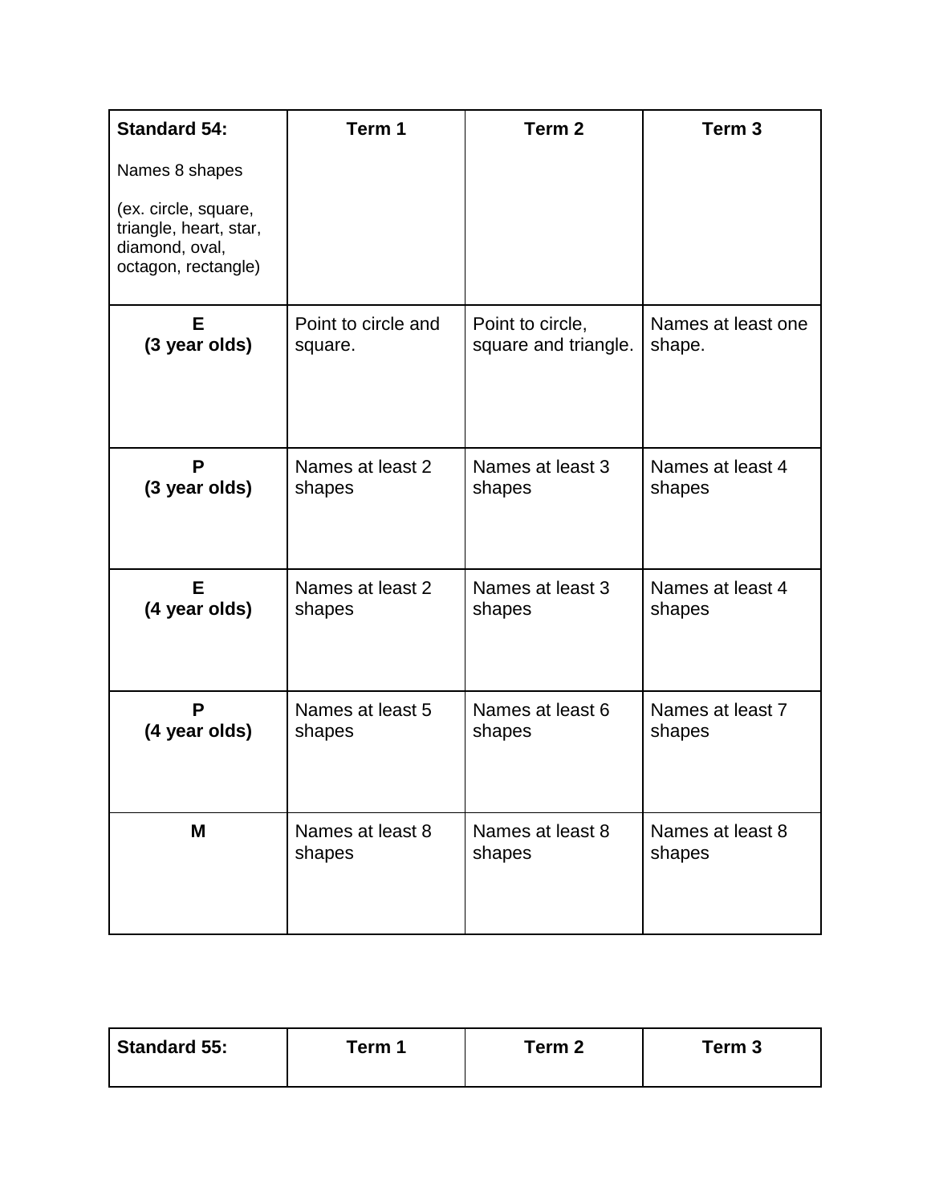| **Standard 54:** Names 8 shapes (ex. circle, square, triangle, heart, star, diamond, oval, octagon, rectangle) | **Term 1** | **Term 2** | **Term 3** |
|---|---|---|---|
| **E (3 year olds)** | Point to circle and square. | Point to circle, square and triangle. | Names at least one shape. |
| **P (3 year olds)** | Names at least 2 shapes | Names at least 3 shapes | Names at least 4 shapes |
| **E (4 year olds)** | Names at least 2 shapes | Names at least 3 shapes | Names at least 4 shapes |
| **P (4 year olds)** | Names at least 5 shapes | Names at least 6 shapes | Names at least 7 shapes |
| **M** | Names at least 8 shapes | Names at least 8 shapes | Names at least 8 shapes |

| **Standard 55:** | **Term 1** | **Term 2** | **Term 3** |
|---|---|---|---|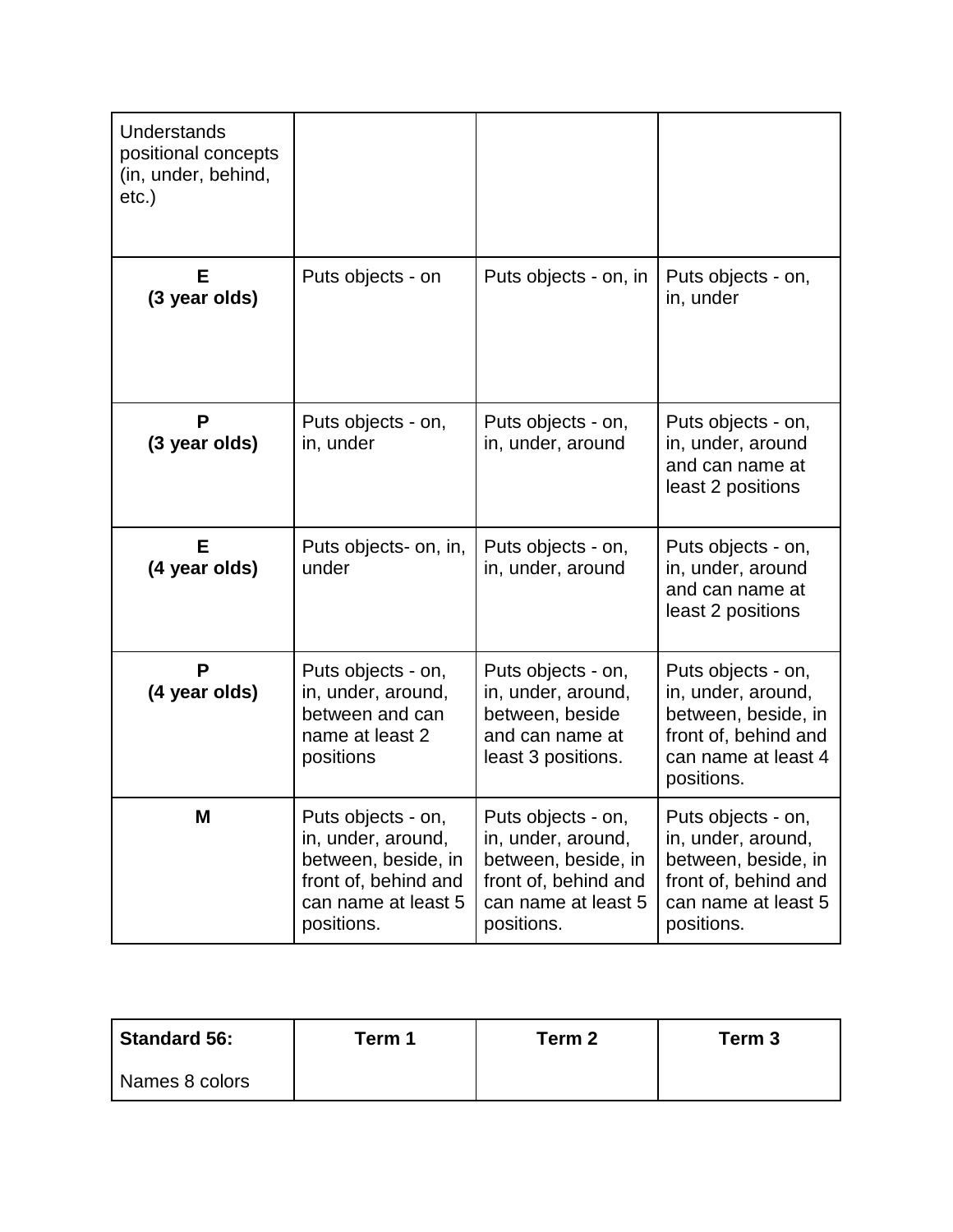| Understands positional concepts (in, under, behind, etc.) | | | |
|---|---|---|---|
| **E (3 year olds)** | Puts objects - on | Puts objects - on, in | Puts objects - on, in, under |
| **P (3 year olds)** | Puts objects - on, in, under | Puts objects - on, in, under, around | Puts objects - on, in, under, around and can name at least 2 positions |
| **E (4 year olds)** | Puts objects- on, in, under | Puts objects - on, in, under, around | Puts objects - on, in, under, around and can name at least 2 positions |
| **P (4 year olds)** | Puts objects - on, in, under, around, between and can name at least 2 positions | Puts objects - on, in, under, around, between, beside and can name at least 3 positions. | Puts objects - on, in, under, around, between, beside, in front of, behind and can name at least 4 positions. |
| **M** | Puts objects - on, in, under, around, between, beside, in front of, behind and can name at least 5 positions. | Puts objects - on, in, under, around, between, beside, in front of, behind and can name at least 5 positions. | Puts objects - on, in, under, around, between, beside, in front of, behind and can name at least 5 positions. |

| **Standard 56:** Names 8 colors | **Term 1** | **Term 2** | **Term 3** |
|---|---|---|---|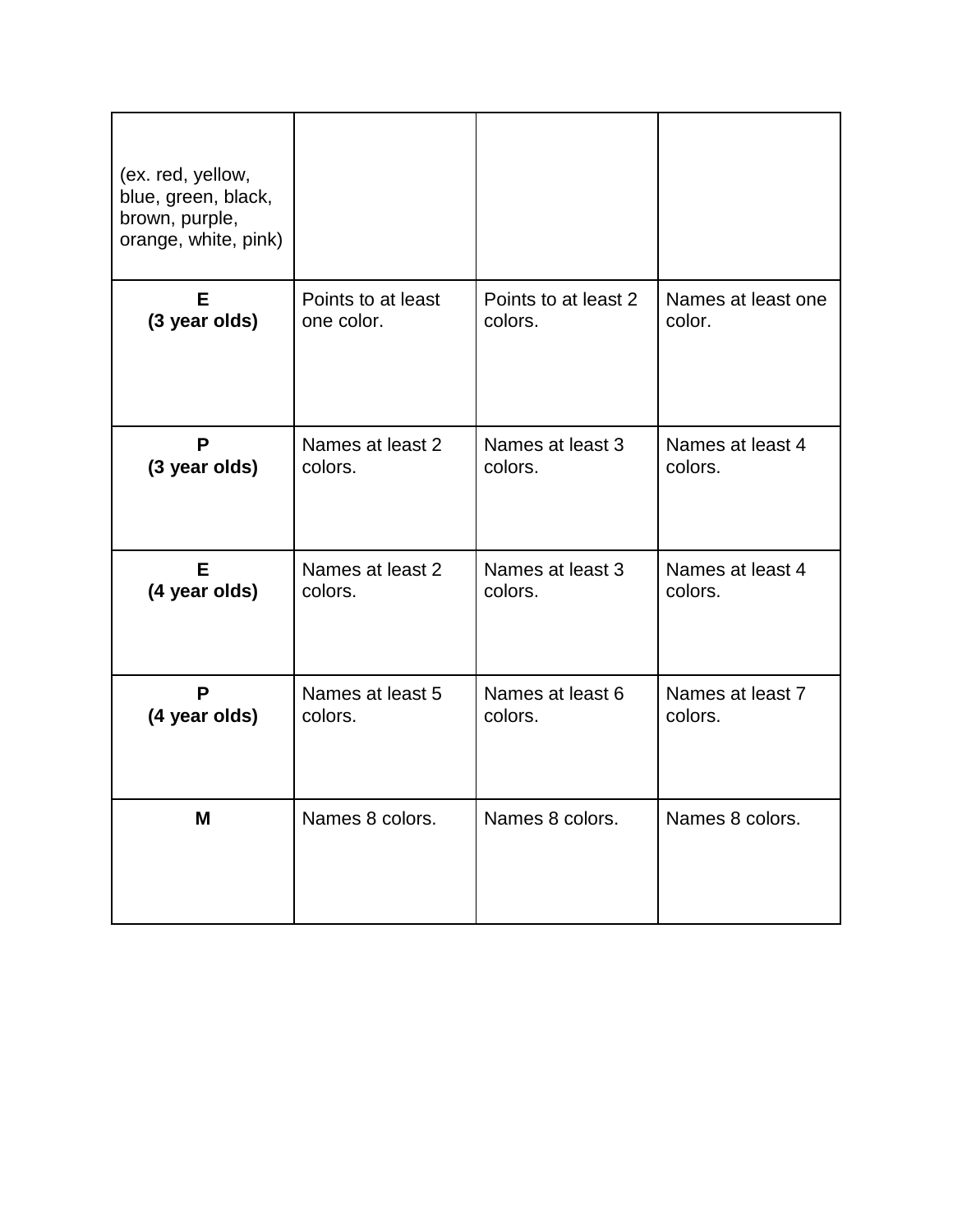| | | | |
|---|---|---|---|
| (ex. red, yellow, blue, green, black, brown, purple, orange, white, pink) | | | |
| **E (3 year olds)** | Points to at least one color. | Points to at least 2 colors. | Names at least one color. |
| **P (3 year olds)** | Names at least 2 colors. | Names at least 3 colors. | Names at least 4 colors. |
| **E (4 year olds)** | Names at least 2 colors. | Names at least 3 colors. | Names at least 4 colors. |
| **P (4 year olds)** | Names at least 5 colors. | Names at least 6 colors. | Names at least 7 colors. |
| **M** | Names 8 colors. | Names 8 colors. | Names 8 colors. |